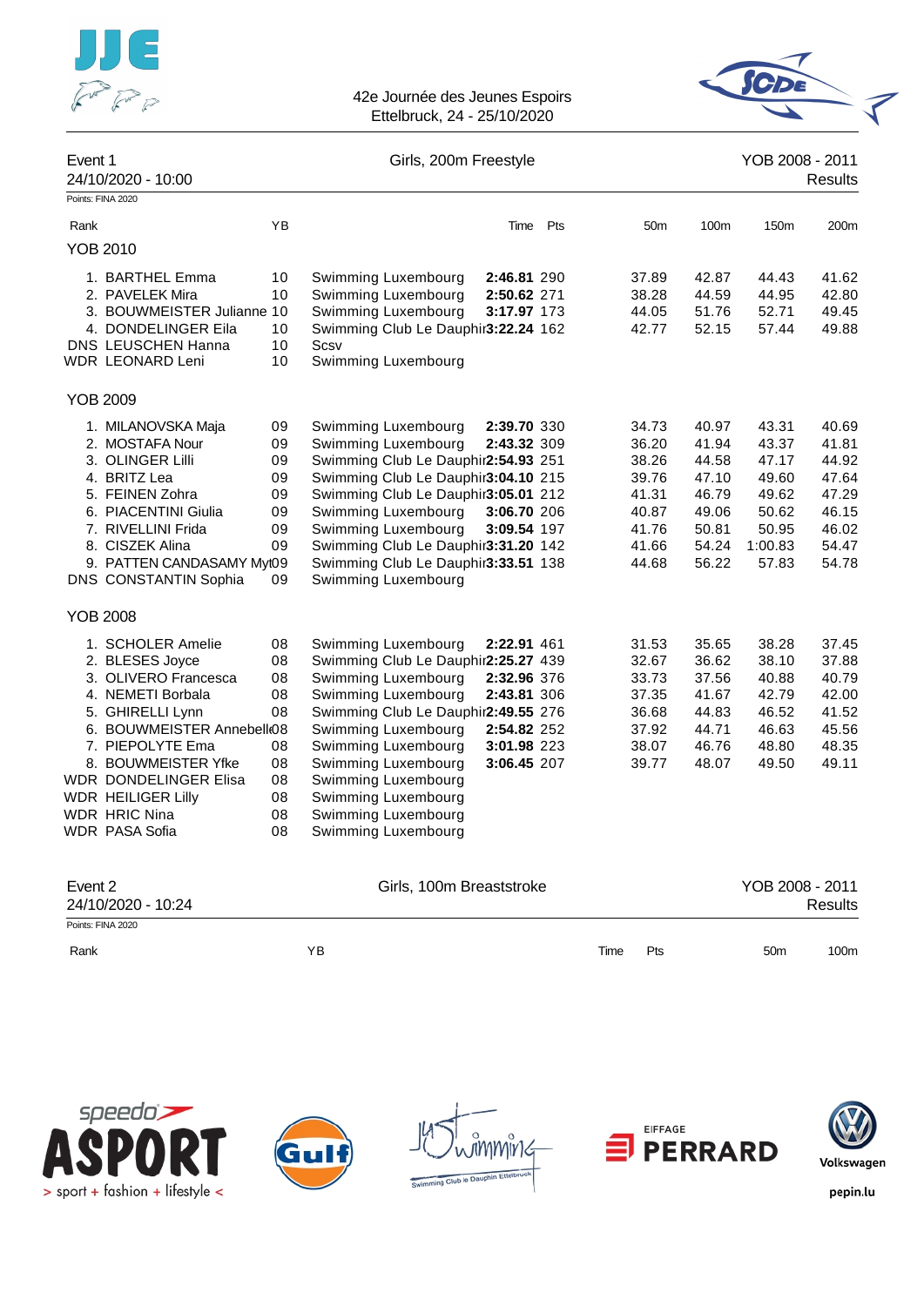42e Journée des Jeunes Espoirs
Ettelbruck, 24 - 25/10/2020

## Event 1 — Girls, 200m Freestyle

24/10/2020 - 10:00 — YOB 2008 - 2011 — Results

Points: FINA 2020

| Rank | Name | YB | Club | Time | Pts | 50m | 100m | 150m | 200m |
|---|---|---|---|---|---|---|---|---|---|
| **YOB 2010** | | | | | | | | | |
| 1. | BARTHEL Emma | 10 | Swimming Luxembourg | **2:46.81** | 290 | 37.89 | 42.87 | 44.43 | 41.62 |
| 2. | PAVELEK Mira | 10 | Swimming Luxembourg | **2:50.62** | 271 | 38.28 | 44.59 | 44.95 | 42.80 |
| 3. | BOUWMEISTER Julianne | 10 | Swimming Luxembourg | **3:17.97** | 173 | 44.05 | 51.76 | 52.71 | 49.45 |
| 4. | DONDELINGER Eila | 10 | Swimming Club Le Dauphi | **3:22.24** | 162 | 42.77 | 52.15 | 57.44 | 49.88 |
| DNS | LEUSCHEN Hanna | 10 | Scsv | | | | | | |
| WDR | LEONARD Leni | 10 | Swimming Luxembourg | | | | | | |
| **YOB 2009** | | | | | | | | | |
| 1. | MILANOVSKA Maja | 09 | Swimming Luxembourg | **2:39.70** | 330 | 34.73 | 40.97 | 43.31 | 40.69 |
| 2. | MOSTAFA Nour | 09 | Swimming Luxembourg | **2:43.32** | 309 | 36.20 | 41.94 | 43.37 | 41.81 |
| 3. | OLINGER Lilli | 09 | Swimming Club Le Dauphi | **2:54.93** | 251 | 38.26 | 44.58 | 47.17 | 44.92 |
| 4. | BRITZ Lea | 09 | Swimming Club Le Dauphi | **3:04.10** | 215 | 39.76 | 47.10 | 49.60 | 47.64 |
| 5. | FEINEN Zohra | 09 | Swimming Club Le Dauphi | **3:05.01** | 212 | 41.31 | 46.79 | 49.62 | 47.29 |
| 6. | PIACENTINI Giulia | 09 | Swimming Luxembourg | **3:06.70** | 206 | 40.87 | 49.06 | 50.62 | 46.15 |
| 7. | RIVELLINI Frida | 09 | Swimming Luxembourg | **3:09.54** | 197 | 41.76 | 50.81 | 50.95 | 46.02 |
| 8. | CISZEK Alina | 09 | Swimming Club Le Dauphi | **3:31.20** | 142 | 41.66 | 54.24 | 1:00.83 | 54.47 |
| 9. | PATTEN CANDASAMY Myt | 09 | Swimming Club Le Dauphi | **3:33.51** | 138 | 44.68 | 56.22 | 57.83 | 54.78 |
| DNS | CONSTANTIN Sophia | 09 | Swimming Luxembourg | | | | | | |
| **YOB 2008** | | | | | | | | | |
| 1. | SCHOLER Amelie | 08 | Swimming Luxembourg | **2:22.91** | 461 | 31.53 | 35.65 | 38.28 | 37.45 |
| 2. | BLESES Joyce | 08 | Swimming Club Le Dauphi | **2:25.27** | 439 | 32.67 | 36.62 | 38.10 | 37.88 |
| 3. | OLIVERO Francesca | 08 | Swimming Luxembourg | **2:32.96** | 376 | 33.73 | 37.56 | 40.88 | 40.79 |
| 4. | NEMETI Borbala | 08 | Swimming Luxembourg | **2:43.81** | 306 | 37.35 | 41.67 | 42.79 | 42.00 |
| 5. | GHIRELLI Lynn | 08 | Swimming Club Le Dauphi | **2:49.55** | 276 | 36.68 | 44.83 | 46.52 | 41.52 |
| 6. | BOUWMEISTER Annebell | 08 | Swimming Luxembourg | **2:54.82** | 252 | 37.92 | 44.71 | 46.63 | 45.56 |
| 7. | PIEPOLYTE Ema | 08 | Swimming Luxembourg | **3:01.98** | 223 | 38.07 | 46.76 | 48.80 | 48.35 |
| 8. | BOUWMEISTER Yfke | 08 | Swimming Luxembourg | **3:06.45** | 207 | 39.77 | 48.07 | 49.50 | 49.11 |
| WDR | DONDELINGER Elisa | 08 | Swimming Luxembourg | | | | | | |
| WDR | HEILIGER Lilly | 08 | Swimming Luxembourg | | | | | | |
| WDR | HRIC Nina | 08 | Swimming Luxembourg | | | | | | |
| WDR | PASA Sofia | 08 | Swimming Luxembourg | | | | | | |

## Event 2 — Girls, 100m Breaststroke

24/10/2020 - 10:24 — YOB 2008 - 2011 — Results

Points: FINA 2020

| Rank | YB | Time | Pts | 50m | 100m |
|---|---|---|---|---|---|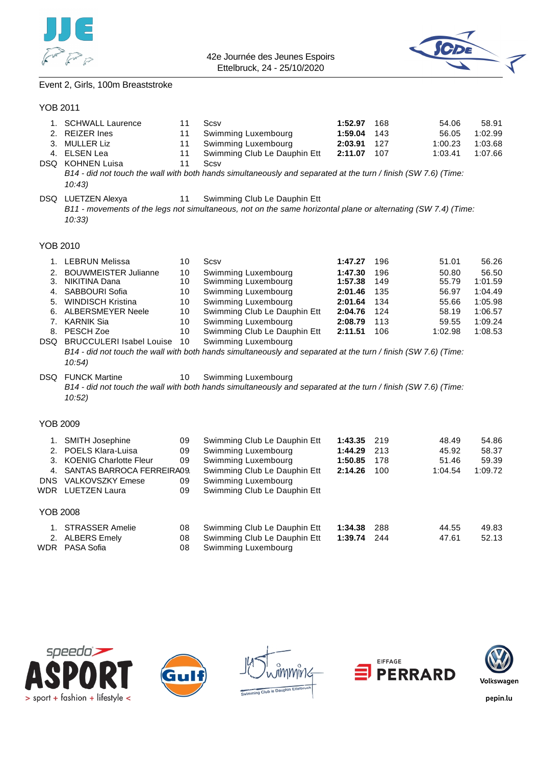42e Journée des Jeunes Espoirs
Ettelbruck, 24 - 25/10/2020

## Event 2, Girls, 100m Breaststroke

### YOB 2011

| Place | Name | YOB | Club | Time | Points | 50m | 100m |
|---|---|---|---|---|---|---|---|
| 1. | SCHWALL Laurence | 11 | Scsv | **1:52.97** | 168 | 54.06 | 58.91 |
| 2. | REIZER Ines | 11 | Swimming Luxembourg | **1:59.04** | 143 | 56.05 | 1:02.99 |
| 3. | MULLER Liz | 11 | Swimming Luxembourg | **2:03.91** | 127 | 1:00.23 | 1:03.68 |
| 4. | ELSEN Lea | 11 | Swimming Club Le Dauphin Ett | **2:11.07** | 107 | 1:03.41 | 1:07.66 |
| DSQ | KOHNEN Luisa | 11 | Scsv | | | | |
| | *B14 - did not touch the wall with both hands simultaneously and separated at the turn / finish (SW 7.6) (Time: 10:43)* | | | | | | |
| DSQ | LUETZEN Alexya | 11 | Swimming Club Le Dauphin Ett | | | | |
| | *B11 - movements of the legs not simultaneous, not on the same horizontal plane or alternating (SW 7.4) (Time: 10:33)* | | | | | | |

### YOB 2010

| Place | Name | YOB | Club | Time | Points | 50m | 100m |
|---|---|---|---|---|---|---|---|
| 1. | LEBRUN Melissa | 10 | Scsv | **1:47.27** | 196 | 51.01 | 56.26 |
| 2. | BOUWMEISTER Julianne | 10 | Swimming Luxembourg | **1:47.30** | 196 | 50.80 | 56.50 |
| 3. | NIKITINA Dana | 10 | Swimming Luxembourg | **1:57.38** | 149 | 55.79 | 1:01.59 |
| 4. | SABBOURI Sofia | 10 | Swimming Luxembourg | **2:01.46** | 135 | 56.97 | 1:04.49 |
| 5. | WINDISCH Kristina | 10 | Swimming Luxembourg | **2:01.64** | 134 | 55.66 | 1:05.98 |
| 6. | ALBERSMEYER Neele | 10 | Swimming Club Le Dauphin Ett | **2:04.76** | 124 | 58.19 | 1:06.57 |
| 7. | KARNIK Sia | 10 | Swimming Luxembourg | **2:08.79** | 113 | 59.55 | 1:09.24 |
| 8. | PESCH Zoe | 10 | Swimming Club Le Dauphin Ett | **2:11.51** | 106 | 1:02.98 | 1:08.53 |
| DSQ | BRUCCULERI Isabel Louise | 10 | Swimming Luxembourg | | | | |
| | *B14 - did not touch the wall with both hands simultaneously and separated at the turn / finish (SW 7.6) (Time: 10:54)* | | | | | | |
| DSQ | FUNCK Martine | 10 | Swimming Luxembourg | | | | |
| | *B14 - did not touch the wall with both hands simultaneously and separated at the turn / finish (SW 7.6) (Time: 10:52)* | | | | | | |

### YOB 2009

| Place | Name | YOB | Club | Time | Points | 50m | 100m |
|---|---|---|---|---|---|---|---|
| 1. | SMITH Josephine | 09 | Swimming Club Le Dauphin Ett | **1:43.35** | 219 | 48.49 | 54.86 |
| 2. | POELS Klara-Luisa | 09 | Swimming Luxembourg | **1:44.29** | 213 | 45.92 | 58.37 |
| 3. | KOENIG Charlotte Fleur | 09 | Swimming Luxembourg | **1:50.85** | 178 | 51.46 | 59.39 |
| 4. | SANTAS BARROCA FERREIRA | 09 | Swimming Club Le Dauphin Ett | **2:14.26** | 100 | 1:04.54 | 1:09.72 |
| DNS | VALKOVSZKY Emese | 09 | Swimming Luxembourg | | | | |
| WDR | LUETZEN Laura | 09 | Swimming Club Le Dauphin Ett | | | | |

### YOB 2008

| Place | Name | YOB | Club | Time | Points | 50m | 100m |
|---|---|---|---|---|---|---|---|
| 1. | STRASSER Amelie | 08 | Swimming Club Le Dauphin Ett | **1:34.38** | 288 | 44.55 | 49.83 |
| 2. | ALBERS Emely | 08 | Swimming Club Le Dauphin Ett | **1:39.74** | 244 | 47.61 | 52.13 |
| WDR | PASA Sofia | 08 | Swimming Luxembourg | | | | |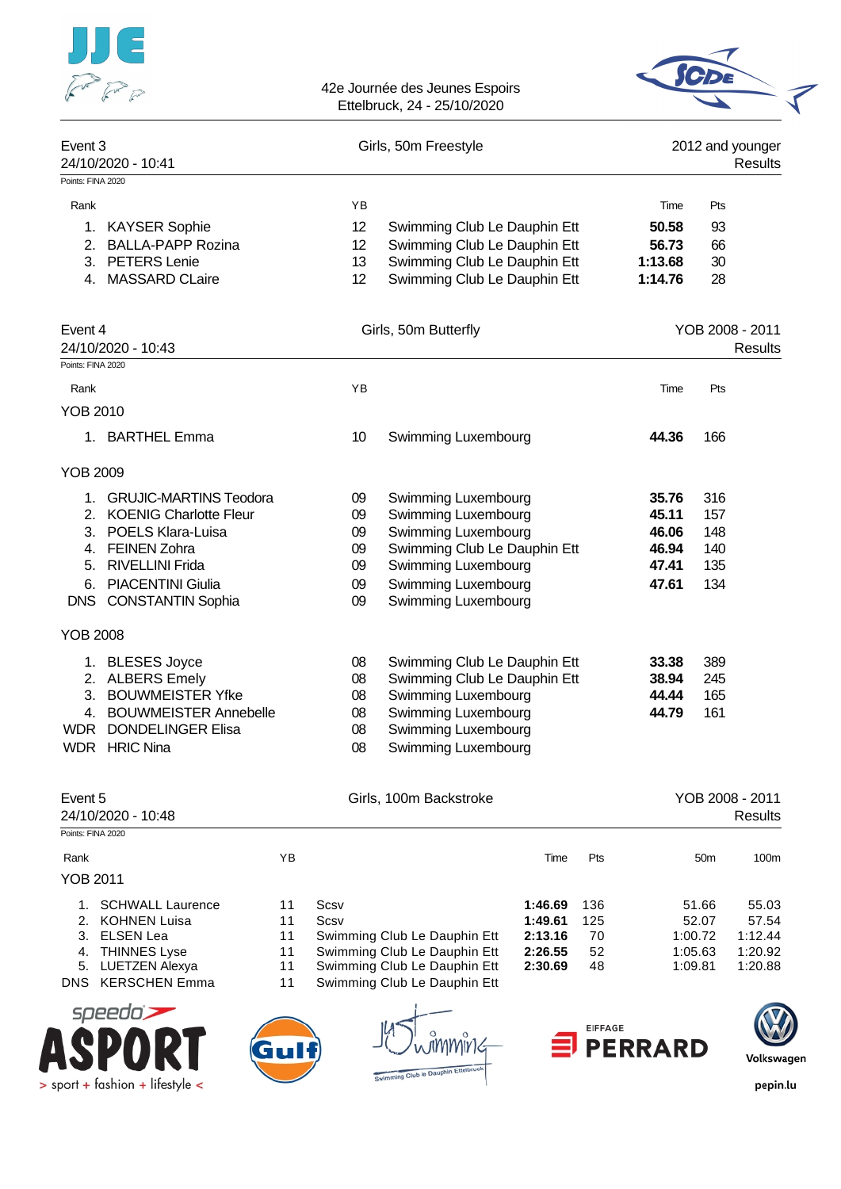## Event 3 — Girls, 50m Freestyle — 2012 and younger

24/10/2020 - 10:41 — Results

Points: FINA 2020

| Rank | | YB | | Time | Pts |
|---|---|---|---|---|---|
| 1. | KAYSER Sophie | 12 | Swimming Club Le Dauphin Ett | **50.58** | 93 |
| 2. | BALLA-PAPP Rozina | 12 | Swimming Club Le Dauphin Ett | **56.73** | 66 |
| 3. | PETERS Lenie | 13 | Swimming Club Le Dauphin Ett | **1:13.68** | 30 |
| 4. | MASSARD CLaire | 12 | Swimming Club Le Dauphin Ett | **1:14.76** | 28 |

## Event 4 — Girls, 50m Butterfly — YOB 2008 - 2011

24/10/2020 - 10:43 — Results

Points: FINA 2020

| Rank | | YB | | Time | Pts |
|---|---|---|---|---|---|
| **YOB 2010** | | | | | |
| 1. | BARTHEL Emma | 10 | Swimming Luxembourg | **44.36** | 166 |
| **YOB 2009** | | | | | |
| 1. | GRUJIC-MARTINS Teodora | 09 | Swimming Luxembourg | **35.76** | 316 |
| 2. | KOENIG Charlotte Fleur | 09 | Swimming Luxembourg | **45.11** | 157 |
| 3. | POELS Klara-Luisa | 09 | Swimming Luxembourg | **46.06** | 148 |
| 4. | FEINEN Zohra | 09 | Swimming Club Le Dauphin Ett | **46.94** | 140 |
| 5. | RIVELLINI Frida | 09 | Swimming Luxembourg | **47.41** | 135 |
| 6. | PIACENTINI Giulia | 09 | Swimming Luxembourg | **47.61** | 134 |
| DNS | CONSTANTIN Sophia | 09 | Swimming Luxembourg | | |
| **YOB 2008** | | | | | |
| 1. | BLESES Joyce | 08 | Swimming Club Le Dauphin Ett | **33.38** | 389 |
| 2. | ALBERS Emely | 08 | Swimming Club Le Dauphin Ett | **38.94** | 245 |
| 3. | BOUWMEISTER Yfke | 08 | Swimming Luxembourg | **44.44** | 165 |
| 4. | BOUWMEISTER Annebelle | 08 | Swimming Luxembourg | **44.79** | 161 |
| WDR | DONDELINGER Elisa | 08 | Swimming Luxembourg | | |
| WDR | HRIC Nina | 08 | Swimming Luxembourg | | |

## Event 5 — Girls, 100m Backstroke — YOB 2008 - 2011

24/10/2020 - 10:48 — Results

Points: FINA 2020

| Rank | | YB | | Time | Pts | 50m | 100m |
|---|---|---|---|---|---|---|---|
| **YOB 2011** | | | | | | | |
| 1. | SCHWALL Laurence | 11 | Scsv | **1:46.69** | 136 | 51.66 | 55.03 |
| 2. | KOHNEN Luisa | 11 | Scsv | **1:49.61** | 125 | 52.07 | 57.54 |
| 3. | ELSEN Lea | 11 | Swimming Club Le Dauphin Ett | **2:13.16** | 70 | 1:00.72 | 1:12.44 |
| 4. | THINNES Lyse | 11 | Swimming Club Le Dauphin Ett | **2:26.55** | 52 | 1:05.63 | 1:20.92 |
| 5. | LUETZEN Alexya | 11 | Swimming Club Le Dauphin Ett | **2:30.69** | 48 | 1:09.81 | 1:20.88 |
| DNS | KERSCHEN Emma | 11 | Swimming Club Le Dauphin Ett | | | | |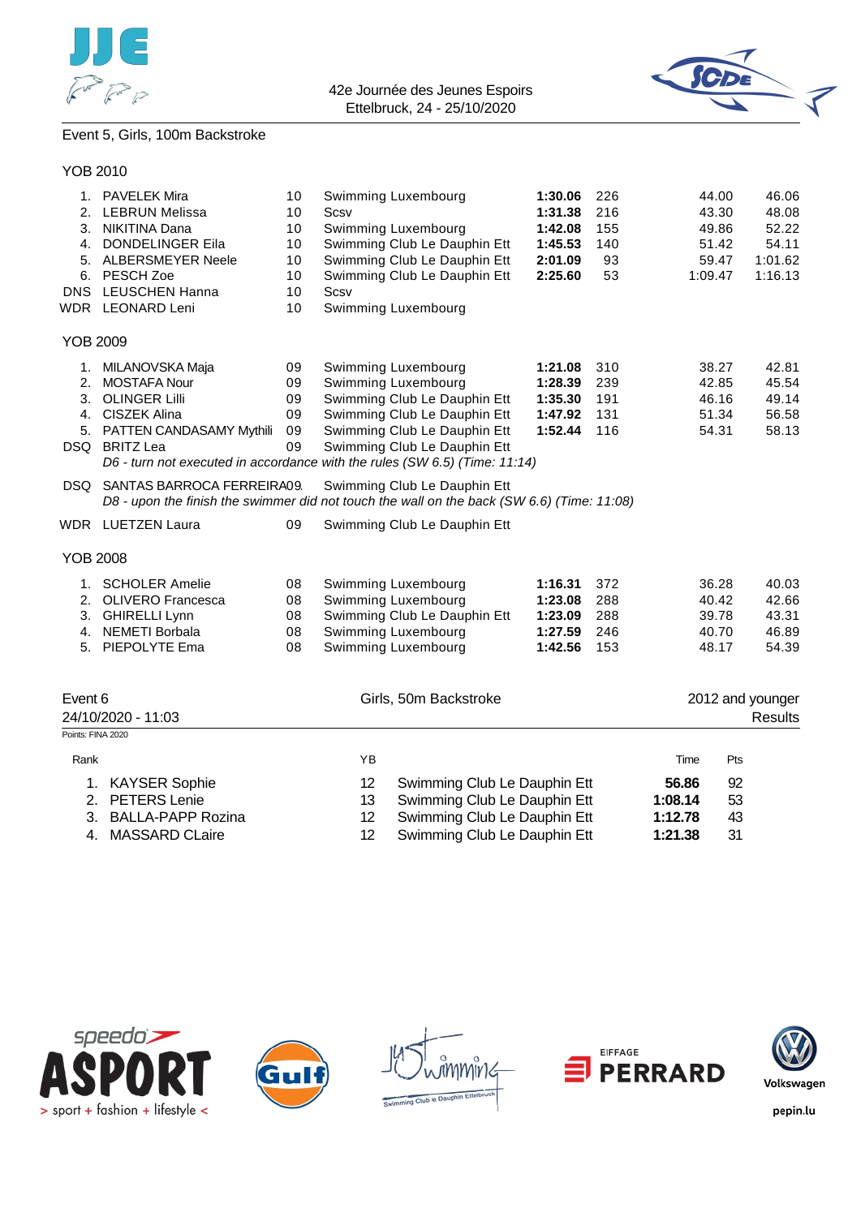Event 5, Girls, 100m Backstroke

### YOB 2010

| Rank | Name | YB | Club | Time | Pts | 50m | 100m |
|---|---|---|---|---|---|---|---|
| 1. | PAVELEK Mira | 10 | Swimming Luxembourg | **1:30.06** | 226 | 44.00 | 46.06 |
| 2. | LEBRUN Melissa | 10 | Scsv | **1:31.38** | 216 | 43.30 | 48.08 |
| 3. | NIKITINA Dana | 10 | Swimming Luxembourg | **1:42.08** | 155 | 49.86 | 52.22 |
| 4. | DONDELINGER Eila | 10 | Swimming Club Le Dauphin Ett | **1:45.53** | 140 | 51.42 | 54.11 |
| 5. | ALBERSMEYER Neele | 10 | Swimming Club Le Dauphin Ett | **2:01.09** | 93 | 59.47 | 1:01.62 |
| 6. | PESCH Zoe | 10 | Swimming Club Le Dauphin Ett | **2:25.60** | 53 | 1:09.47 | 1:16.13 |
| DNS | LEUSCHEN Hanna | 10 | Scsv | | | | |
| WDR | LEONARD Leni | 10 | Swimming Luxembourg | | | | |

### YOB 2009

| Rank | Name | YB | Club | Time | Pts | 50m | 100m |
|---|---|---|---|---|---|---|---|
| 1. | MILANOVSKA Maja | 09 | Swimming Luxembourg | **1:21.08** | 310 | 38.27 | 42.81 |
| 2. | MOSTAFA Nour | 09 | Swimming Luxembourg | **1:28.39** | 239 | 42.85 | 45.54 |
| 3. | OLINGER Lilli | 09 | Swimming Club Le Dauphin Ett | **1:35.30** | 191 | 46.16 | 49.14 |
| 4. | CISZEK Alina | 09 | Swimming Club Le Dauphin Ett | **1:47.92** | 131 | 51.34 | 56.58 |
| 5. | PATTEN CANDASAMY Mythili | 09 | Swimming Club Le Dauphin Ett | **1:52.44** | 116 | 54.31 | 58.13 |
| DSQ | BRITZ Lea | 09 | Swimming Club Le Dauphin Ett | | | | |
| | *D6 - turn not executed in accordance with the rules (SW 6.5) (Time: 11:14)* | | | | | | |
| DSQ | SANTAS BARROCA FERREIRA | 09 | Swimming Club Le Dauphin Ett | | | | |
| | *D8 - upon the finish the swimmer did not touch the wall on the back (SW 6.6) (Time: 11:08)* | | | | | | |
| WDR | LUETZEN Laura | 09 | Swimming Club Le Dauphin Ett | | | | |

### YOB 2008

| Rank | Name | YB | Club | Time | Pts | 50m | 100m |
|---|---|---|---|---|---|---|---|
| 1. | SCHOLER Amelie | 08 | Swimming Luxembourg | **1:16.31** | 372 | 36.28 | 40.03 |
| 2. | OLIVERO Francesca | 08 | Swimming Luxembourg | **1:23.08** | 288 | 40.42 | 42.66 |
| 3. | GHIRELLI Lynn | 08 | Swimming Club Le Dauphin Ett | **1:23.09** | 288 | 39.78 | 43.31 |
| 4. | NEMETI Borbala | 08 | Swimming Luxembourg | **1:27.59** | 246 | 40.70 | 46.89 |
| 5. | PIEPOLYTE Ema | 08 | Swimming Luxembourg | **1:42.56** | 153 | 48.17 | 54.39 |

## Event 6 — Girls, 50m Backstroke — 2012 and younger

24/10/2020 - 11:03 — Results

Points: FINA 2020

| Rank | Name | YB | Club | Time | Pts |
|---|---|---|---|---|---|
| 1. | KAYSER Sophie | 12 | Swimming Club Le Dauphin Ett | **56.86** | 92 |
| 2. | PETERS Lenie | 13 | Swimming Club Le Dauphin Ett | **1:08.14** | 53 |
| 3. | BALLA-PAPP Rozina | 12 | Swimming Club Le Dauphin Ett | **1:12.78** | 43 |
| 4. | MASSARD CLaire | 12 | Swimming Club Le Dauphin Ett | **1:21.38** | 31 |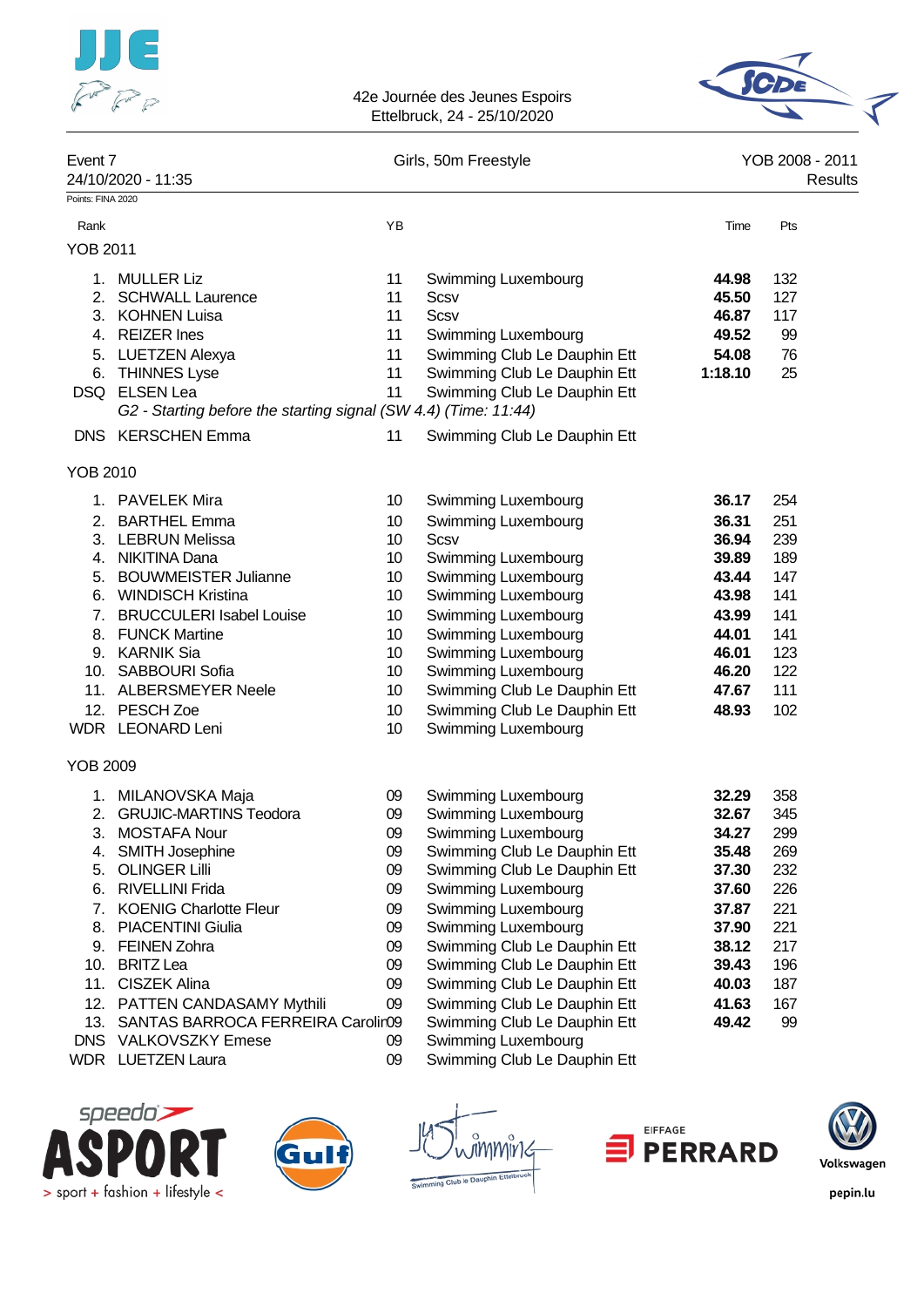42e Journée des Jeunes Espoirs
Ettelbruck, 24 - 25/10/2020

Event 7 — Girls, 50m Freestyle — YOB 2008 - 2011
24/10/2020 - 11:35 — Results

Points: FINA 2020

| Rank | | YB | | Time | Pts |
|---|---|---|---|---|---|
| **YOB 2011** | | | | | |
| 1. | MULLER Liz | 11 | Swimming Luxembourg | **44.98** | 132 |
| 2. | SCHWALL Laurence | 11 | Scsv | **45.50** | 127 |
| 3. | KOHNEN Luisa | 11 | Scsv | **46.87** | 117 |
| 4. | REIZER Ines | 11 | Swimming Luxembourg | **49.52** | 99 |
| 5. | LUETZEN Alexya | 11 | Swimming Club Le Dauphin Ett | **54.08** | 76 |
| 6. | THINNES Lyse | 11 | Swimming Club Le Dauphin Ett | **1:18.10** | 25 |
| DSQ | ELSEN Lea | 11 | Swimming Club Le Dauphin Ett | | |
| | *G2 - Starting before the starting signal (SW 4.4) (Time: 11:44)* | | | | |
| DNS | KERSCHEN Emma | 11 | Swimming Club Le Dauphin Ett | | |
| **YOB 2010** | | | | | |
| 1. | PAVELEK Mira | 10 | Swimming Luxembourg | **36.17** | 254 |
| 2. | BARTHEL Emma | 10 | Swimming Luxembourg | **36.31** | 251 |
| 3. | LEBRUN Melissa | 10 | Scsv | **36.94** | 239 |
| 4. | NIKITINA Dana | 10 | Swimming Luxembourg | **39.89** | 189 |
| 5. | BOUWMEISTER Julianne | 10 | Swimming Luxembourg | **43.44** | 147 |
| 6. | WINDISCH Kristina | 10 | Swimming Luxembourg | **43.98** | 141 |
| 7. | BRUCCULERI Isabel Louise | 10 | Swimming Luxembourg | **43.99** | 141 |
| 8. | FUNCK Martine | 10 | Swimming Luxembourg | **44.01** | 141 |
| 9. | KARNIK Sia | 10 | Swimming Luxembourg | **46.01** | 123 |
| 10. | SABBOURI Sofia | 10 | Swimming Luxembourg | **46.20** | 122 |
| 11. | ALBERSMEYER Neele | 10 | Swimming Club Le Dauphin Ett | **47.67** | 111 |
| 12. | PESCH Zoe | 10 | Swimming Club Le Dauphin Ett | **48.93** | 102 |
| WDR | LEONARD Leni | 10 | Swimming Luxembourg | | |
| **YOB 2009** | | | | | |
| 1. | MILANOVSKA Maja | 09 | Swimming Luxembourg | **32.29** | 358 |
| 2. | GRUJIC-MARTINS Teodora | 09 | Swimming Luxembourg | **32.67** | 345 |
| 3. | MOSTAFA Nour | 09 | Swimming Luxembourg | **34.27** | 299 |
| 4. | SMITH Josephine | 09 | Swimming Club Le Dauphin Ett | **35.48** | 269 |
| 5. | OLINGER Lilli | 09 | Swimming Club Le Dauphin Ett | **37.30** | 232 |
| 6. | RIVELLINI Frida | 09 | Swimming Luxembourg | **37.60** | 226 |
| 7. | KOENIG Charlotte Fleur | 09 | Swimming Luxembourg | **37.87** | 221 |
| 8. | PIACENTINI Giulia | 09 | Swimming Luxembourg | **37.90** | 221 |
| 9. | FEINEN Zohra | 09 | Swimming Club Le Dauphin Ett | **38.12** | 217 |
| 10. | BRITZ Lea | 09 | Swimming Club Le Dauphin Ett | **39.43** | 196 |
| 11. | CISZEK Alina | 09 | Swimming Club Le Dauphin Ett | **40.03** | 187 |
| 12. | PATTEN CANDASAMY Mythili | 09 | Swimming Club Le Dauphin Ett | **41.63** | 167 |
| 13. | SANTAS BARROCA FERREIRA Carolin | 09 | Swimming Club Le Dauphin Ett | **49.42** | 99 |
| DNS | VALKOVSZKY Emese | 09 | Swimming Luxembourg | | |
| WDR | LUETZEN Laura | 09 | Swimming Club Le Dauphin Ett | | |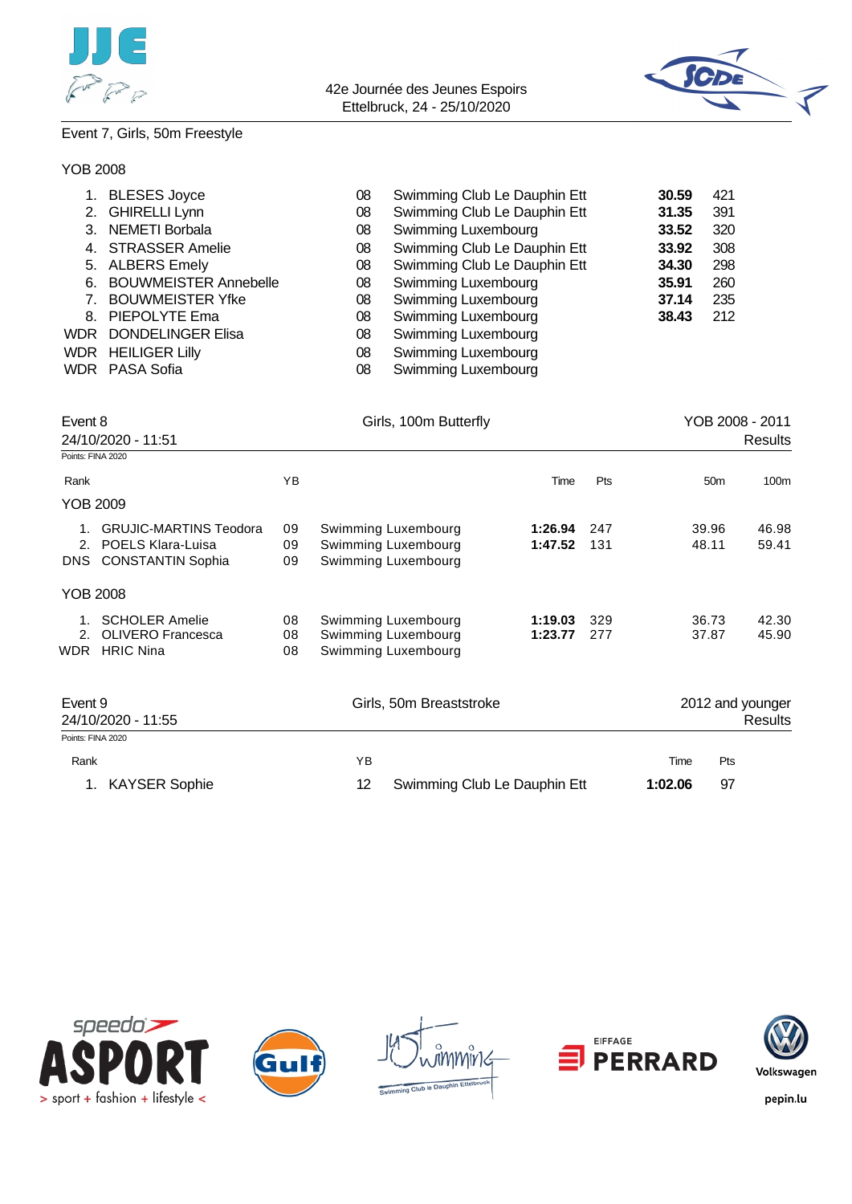Event 7, Girls, 50m Freestyle

YOB 2008

| Rank | Name | YB | Club | Time | Pts |
|---|---|---|---|---|---|
| 1. | BLESES Joyce | 08 | Swimming Club Le Dauphin Ett | **30.59** | 421 |
| 2. | GHIRELLI Lynn | 08 | Swimming Club Le Dauphin Ett | **31.35** | 391 |
| 3. | NEMETI Borbala | 08 | Swimming Luxembourg | **33.52** | 320 |
| 4. | STRASSER Amelie | 08 | Swimming Club Le Dauphin Ett | **33.92** | 308 |
| 5. | ALBERS Emely | 08 | Swimming Club Le Dauphin Ett | **34.30** | 298 |
| 6. | BOUWMEISTER Annebelle | 08 | Swimming Luxembourg | **35.91** | 260 |
| 7. | BOUWMEISTER Yfke | 08 | Swimming Luxembourg | **37.14** | 235 |
| 8. | PIEPOLYTE Ema | 08 | Swimming Luxembourg | **38.43** | 212 |
| WDR | DONDELINGER Elisa | 08 | Swimming Luxembourg | | |
| WDR | HEILIGER Lilly | 08 | Swimming Luxembourg | | |
| WDR | PASA Sofia | 08 | Swimming Luxembourg | | |

## Event 8 — Girls, 100m Butterfly — YOB 2008 - 2011

24/10/2020 - 11:51 — Results

Points: FINA 2020

| Rank | Name | YB | Club | Time | Pts | 50m | 100m |
|---|---|---|---|---|---|---|---|
| **YOB 2009** | | | | | | | |
| 1. | GRUJIC-MARTINS Teodora | 09 | Swimming Luxembourg | **1:26.94** | 247 | 39.96 | 46.98 |
| 2. | POELS Klara-Luisa | 09 | Swimming Luxembourg | **1:47.52** | 131 | 48.11 | 59.41 |
| DNS | CONSTANTIN Sophia | 09 | Swimming Luxembourg | | | | |
| **YOB 2008** | | | | | | | |
| 1. | SCHOLER Amelie | 08 | Swimming Luxembourg | **1:19.03** | 329 | 36.73 | 42.30 |
| 2. | OLIVERO Francesca | 08 | Swimming Luxembourg | **1:23.77** | 277 | 37.87 | 45.90 |
| WDR | HRIC Nina | 08 | Swimming Luxembourg | | | | |

## Event 9 — Girls, 50m Breaststroke — 2012 and younger

24/10/2020 - 11:55 — Results

Points: FINA 2020

| Rank | Name | YB | Club | Time | Pts |
|---|---|---|---|---|---|
| 1. | KAYSER Sophie | 12 | Swimming Club Le Dauphin Ett | **1:02.06** | 97 |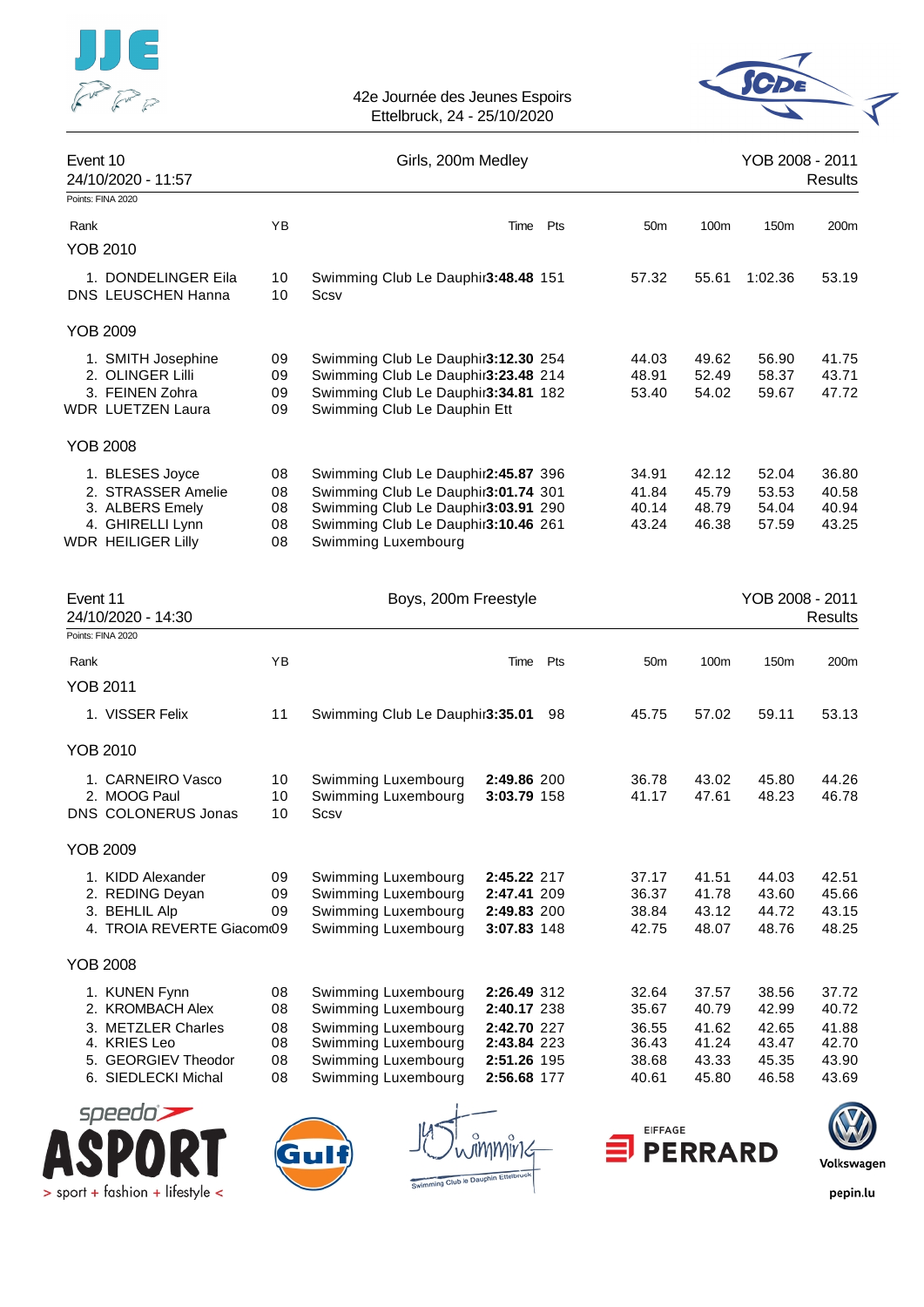42e Journée des Jeunes Espoirs
Ettelbruck, 24 - 25/10/2020

## Event 10 — Girls, 200m Medley

24/10/2020 - 11:57 — YOB 2008 - 2011 — Results

Points: FINA 2020

| Rank | | YB | | Time | Pts | 50m | 100m | 150m | 200m |
|---|---|---|---|---|---|---|---|---|---|
| **YOB 2010** | | | | | | | | | |
| 1. | DONDELINGER Eila | 10 | Swimming Club Le Dauphin | **3:48.48** | 151 | 57.32 | 55.61 | 1:02.36 | 53.19 |
| DNS | LEUSCHEN Hanna | 10 | Scsv | | | | | | |
| **YOB 2009** | | | | | | | | | |
| 1. | SMITH Josephine | 09 | Swimming Club Le Dauphin | **3:12.30** | 254 | 44.03 | 49.62 | 56.90 | 41.75 |
| 2. | OLINGER Lilli | 09 | Swimming Club Le Dauphin | **3:23.48** | 214 | 48.91 | 52.49 | 58.37 | 43.71 |
| 3. | FEINEN Zohra | 09 | Swimming Club Le Dauphin | **3:34.81** | 182 | 53.40 | 54.02 | 59.67 | 47.72 |
| WDR | LUETZEN Laura | 09 | Swimming Club Le Dauphin Ett | | | | | | |
| **YOB 2008** | | | | | | | | | |
| 1. | BLESES Joyce | 08 | Swimming Club Le Dauphin | **2:45.87** | 396 | 34.91 | 42.12 | 52.04 | 36.80 |
| 2. | STRASSER Amelie | 08 | Swimming Club Le Dauphin | **3:01.74** | 301 | 41.84 | 45.79 | 53.53 | 40.58 |
| 3. | ALBERS Emely | 08 | Swimming Club Le Dauphin | **3:03.91** | 290 | 40.14 | 48.79 | 54.04 | 40.94 |
| 4. | GHIRELLI Lynn | 08 | Swimming Club Le Dauphin | **3:10.46** | 261 | 43.24 | 46.38 | 57.59 | 43.25 |
| WDR | HEILIGER Lilly | 08 | Swimming Luxembourg | | | | | | |

## Event 11 — Boys, 200m Freestyle

24/10/2020 - 14:30 — YOB 2008 - 2011 — Results

Points: FINA 2020

| Rank | | YB | | Time | Pts | 50m | 100m | 150m | 200m |
|---|---|---|---|---|---|---|---|---|---|
| **YOB 2011** | | | | | | | | | |
| 1. | VISSER Felix | 11 | Swimming Club Le Dauphin | **3:35.01** | 98 | 45.75 | 57.02 | 59.11 | 53.13 |
| **YOB 2010** | | | | | | | | | |
| 1. | CARNEIRO Vasco | 10 | Swimming Luxembourg | **2:49.86** | 200 | 36.78 | 43.02 | 45.80 | 44.26 |
| 2. | MOOG Paul | 10 | Swimming Luxembourg | **3:03.79** | 158 | 41.17 | 47.61 | 48.23 | 46.78 |
| DNS | COLONERUS Jonas | 10 | Scsv | | | | | | |
| **YOB 2009** | | | | | | | | | |
| 1. | KIDD Alexander | 09 | Swimming Luxembourg | **2:45.22** | 217 | 37.17 | 41.51 | 44.03 | 42.51 |
| 2. | REDING Deyan | 09 | Swimming Luxembourg | **2:47.41** | 209 | 36.37 | 41.78 | 43.60 | 45.66 |
| 3. | BEHLIL Alp | 09 | Swimming Luxembourg | **2:49.83** | 200 | 38.84 | 43.12 | 44.72 | 43.15 |
| 4. | TROIA REVERTE Giacomo | 09 | Swimming Luxembourg | **3:07.83** | 148 | 42.75 | 48.07 | 48.76 | 48.25 |
| **YOB 2008** | | | | | | | | | |
| 1. | KUNEN Fynn | 08 | Swimming Luxembourg | **2:26.49** | 312 | 32.64 | 37.57 | 38.56 | 37.72 |
| 2. | KROMBACH Alex | 08 | Swimming Luxembourg | **2:40.17** | 238 | 35.67 | 40.79 | 42.99 | 40.72 |
| 3. | METZLER Charles | 08 | Swimming Luxembourg | **2:42.70** | 227 | 36.55 | 41.62 | 42.65 | 41.88 |
| 4. | KRIES Leo | 08 | Swimming Luxembourg | **2:43.84** | 223 | 36.43 | 41.24 | 43.47 | 42.70 |
| 5. | GEORGIEV Theodor | 08 | Swimming Luxembourg | **2:51.26** | 195 | 38.68 | 43.33 | 45.35 | 43.90 |
| 6. | SIEDLECKI Michal | 08 | Swimming Luxembourg | **2:56.68** | 177 | 40.61 | 45.80 | 46.58 | 43.69 |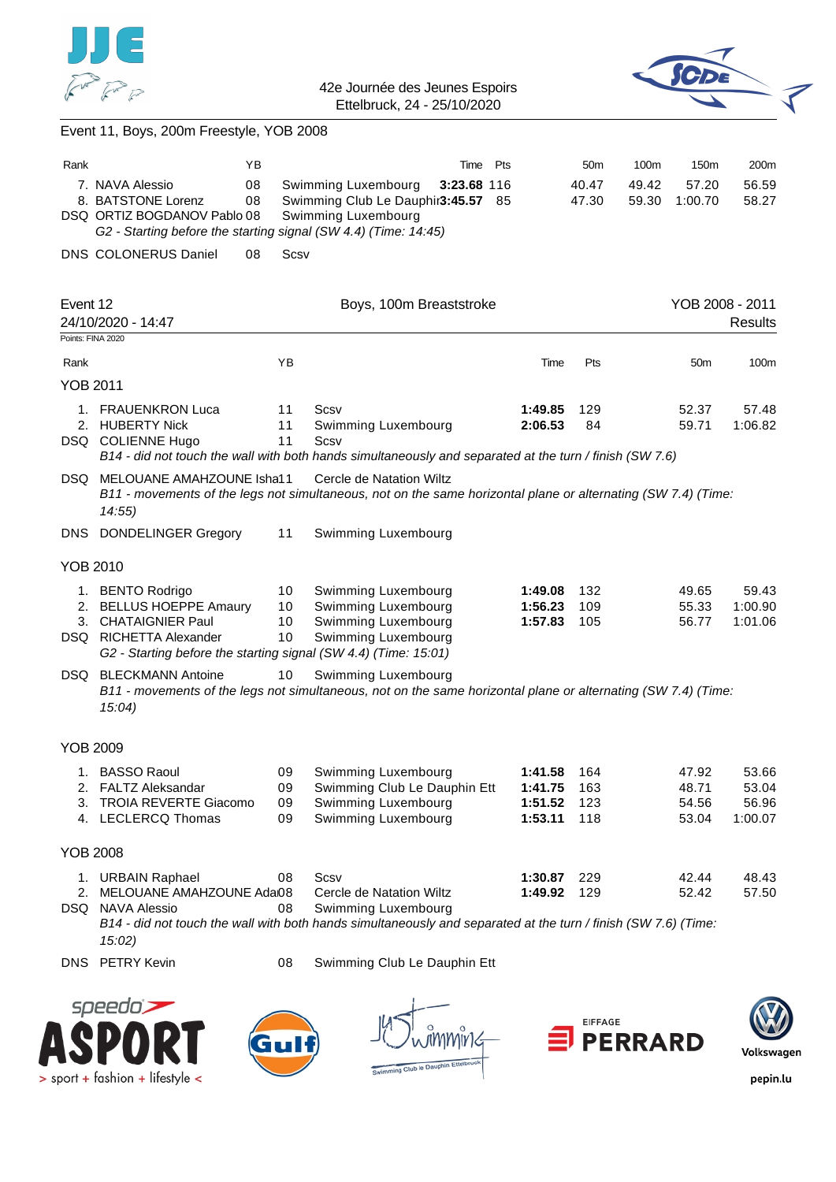Event 11, Boys, 200m Freestyle, YOB 2008

| Rank | | YB | | Time | Pts | 50m | 100m | 150m | 200m |
|---|---|---|---|---|---|---|---|---|---|
| 7. | NAVA Alessio | 08 | Swimming Luxembourg | **3:23.68** | 116 | 40.47 | 49.42 | 57.20 | 56.59 |
| 8. | BATSTONE Lorenz | 08 | Swimming Club Le Dauphin | **3:45.57** | 85 | 47.30 | 59.30 | 1:00.70 | 58.27 |
| DSQ | ORTIZ BOGDANOV Pablo | 08 | Swimming Luxembourg | | | | | | |

*G2 - Starting before the starting signal (SW 4.4) (Time: 14:45)*

| | | | |
|---|---|---|---|
| DNS | COLONERUS Daniel | 08 | Scsv |

## Event 12 — Boys, 100m Breaststroke — YOB 2008 - 2011

24/10/2020 - 14:47 — Results

Points: FINA 2020

| Rank | | YB | | Time | Pts | 50m | 100m |
|---|---|---|---|---|---|---|---|

### YOB 2011

| Rank | | YB | | Time | Pts | 50m | 100m |
|---|---|---|---|---|---|---|---|
| 1. | FRAUENKRON Luca | 11 | Scsv | **1:49.85** | 129 | 52.37 | 57.48 |
| 2. | HUBERTY Nick | 11 | Swimming Luxembourg | **2:06.53** | 84 | 59.71 | 1:06.82 |
| DSQ | COLIENNE Hugo | 11 | Scsv | | | | |

*B14 - did not touch the wall with both hands simultaneously and separated at the turn / finish (SW 7.6)*

| | | | |
|---|---|---|---|
| DSQ | MELOUANE AMAHZOUNE Isha | 11 | Cercle de Natation Wiltz |

*B11 - movements of the legs not simultaneous, not on the same horizontal plane or alternating (SW 7.4) (Time: 14:55)*

| | | | |
|---|---|---|---|
| DNS | DONDELINGER Gregory | 11 | Swimming Luxembourg |

### YOB 2010

| Rank | | YB | | Time | Pts | 50m | 100m |
|---|---|---|---|---|---|---|---|
| 1. | BENTO Rodrigo | 10 | Swimming Luxembourg | **1:49.08** | 132 | 49.65 | 59.43 |
| 2. | BELLUS HOEPPE Amaury | 10 | Swimming Luxembourg | **1:56.23** | 109 | 55.33 | 1:00.90 |
| 3. | CHATAIGNIER Paul | 10 | Swimming Luxembourg | **1:57.83** | 105 | 56.77 | 1:01.06 |
| DSQ | RICHETTA Alexander | 10 | Swimming Luxembourg | | | | |

*G2 - Starting before the starting signal (SW 4.4) (Time: 15:01)*

| | | | |
|---|---|---|---|
| DSQ | BLECKMANN Antoine | 10 | Swimming Luxembourg |

*B11 - movements of the legs not simultaneous, not on the same horizontal plane or alternating (SW 7.4) (Time: 15:04)*

### YOB 2009

| Rank | | YB | | Time | Pts | 50m | 100m |
|---|---|---|---|---|---|---|---|
| 1. | BASSO Raoul | 09 | Swimming Luxembourg | **1:41.58** | 164 | 47.92 | 53.66 |
| 2. | FALTZ Aleksandar | 09 | Swimming Club Le Dauphin Ett | **1:41.75** | 163 | 48.71 | 53.04 |
| 3. | TROIA REVERTE Giacomo | 09 | Swimming Luxembourg | **1:51.52** | 123 | 54.56 | 56.96 |
| 4. | LECLERCQ Thomas | 09 | Swimming Luxembourg | **1:53.11** | 118 | 53.04 | 1:00.07 |

### YOB 2008

| Rank | | YB | | Time | Pts | 50m | 100m |
|---|---|---|---|---|---|---|---|
| 1. | URBAIN Raphael | 08 | Scsv | **1:30.87** | 229 | 42.44 | 48.43 |
| 2. | MELOUANE AMAHZOUNE Ada | 08 | Cercle de Natation Wiltz | **1:49.92** | 129 | 52.42 | 57.50 |
| DSQ | NAVA Alessio | 08 | Swimming Luxembourg | | | | |

*B14 - did not touch the wall with both hands simultaneously and separated at the turn / finish (SW 7.6) (Time: 15:02)*

| | | | |
|---|---|---|---|
| DNS | PETRY Kevin | 08 | Swimming Club Le Dauphin Ett |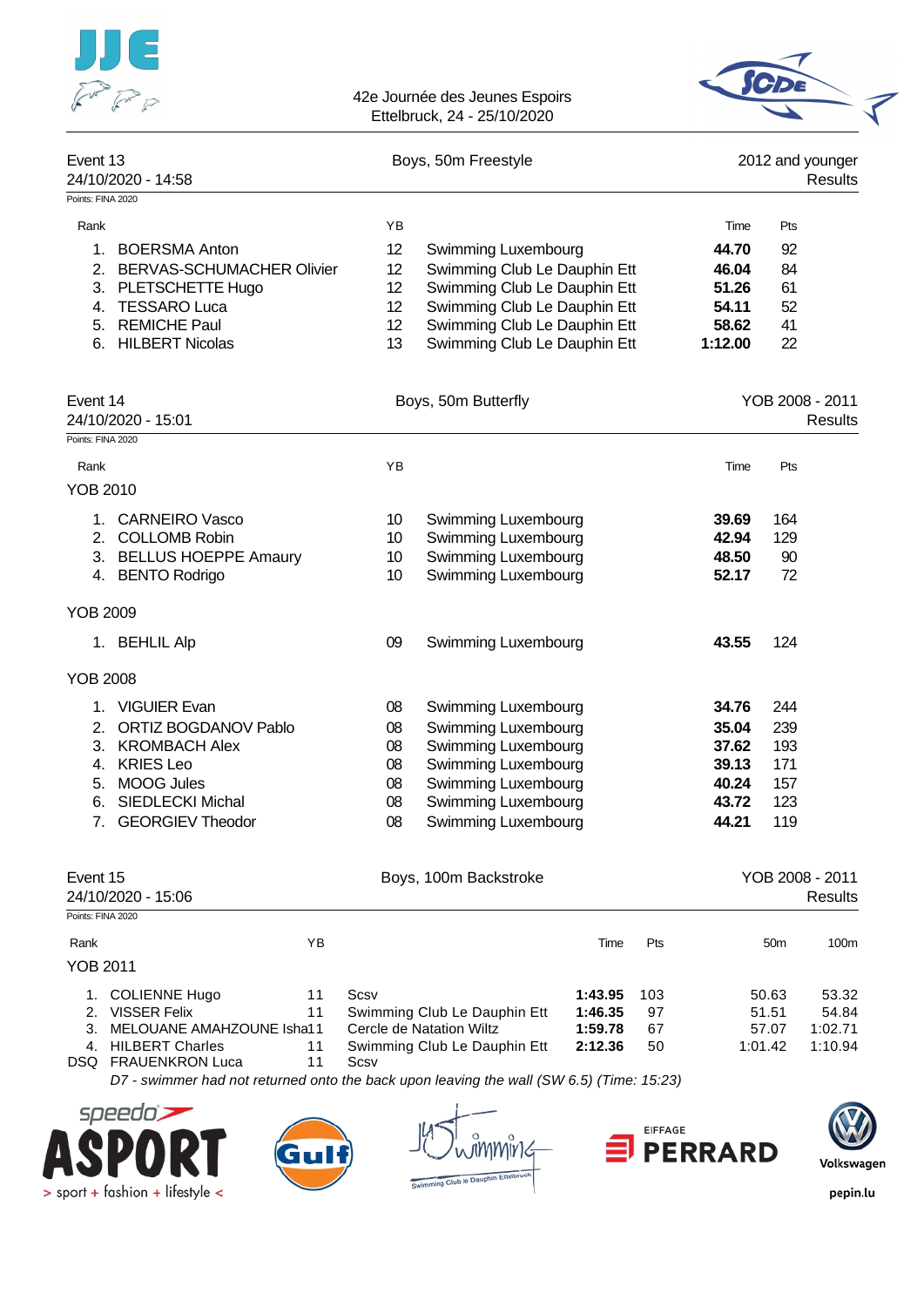42e Journée des Jeunes Espoirs
Ettelbruck, 24 - 25/10/2020

## Event 13 — Boys, 50m Freestyle — 2012 and younger

24/10/2020 - 14:58 — Results

Points: FINA 2020

| Rank | | YB | | Time | Pts |
|---|---|---|---|---|---|
| 1. | BOERSMA Anton | 12 | Swimming Luxembourg | **44.70** | 92 |
| 2. | BERVAS-SCHUMACHER Olivier | 12 | Swimming Club Le Dauphin Ett | **46.04** | 84 |
| 3. | PLETSCHETTE Hugo | 12 | Swimming Club Le Dauphin Ett | **51.26** | 61 |
| 4. | TESSARO Luca | 12 | Swimming Club Le Dauphin Ett | **54.11** | 52 |
| 5. | REMICHE Paul | 12 | Swimming Club Le Dauphin Ett | **58.62** | 41 |
| 6. | HILBERT Nicolas | 13 | Swimming Club Le Dauphin Ett | **1:12.00** | 22 |

## Event 14 — Boys, 50m Butterfly — YOB 2008 - 2011

24/10/2020 - 15:01 — Results

Points: FINA 2020

| Rank | | YB | | Time | Pts |
|---|---|---|---|---|---|
| **YOB 2010** | | | | | |
| 1. | CARNEIRO Vasco | 10 | Swimming Luxembourg | **39.69** | 164 |
| 2. | COLLOMB Robin | 10 | Swimming Luxembourg | **42.94** | 129 |
| 3. | BELLUS HOEPPE Amaury | 10 | Swimming Luxembourg | **48.50** | 90 |
| 4. | BENTO Rodrigo | 10 | Swimming Luxembourg | **52.17** | 72 |
| **YOB 2009** | | | | | |
| 1. | BEHLIL Alp | 09 | Swimming Luxembourg | **43.55** | 124 |
| **YOB 2008** | | | | | |
| 1. | VIGUIER Evan | 08 | Swimming Luxembourg | **34.76** | 244 |
| 2. | ORTIZ BOGDANOV Pablo | 08 | Swimming Luxembourg | **35.04** | 239 |
| 3. | KROMBACH Alex | 08 | Swimming Luxembourg | **37.62** | 193 |
| 4. | KRIES Leo | 08 | Swimming Luxembourg | **39.13** | 171 |
| 5. | MOOG Jules | 08 | Swimming Luxembourg | **40.24** | 157 |
| 6. | SIEDLECKI Michal | 08 | Swimming Luxembourg | **43.72** | 123 |
| 7. | GEORGIEV Theodor | 08 | Swimming Luxembourg | **44.21** | 119 |

## Event 15 — Boys, 100m Backstroke — YOB 2008 - 2011

24/10/2020 - 15:06 — Results

Points: FINA 2020

| Rank | | YB | | Time | Pts | 50m | 100m |
|---|---|---|---|---|---|---|---|
| **YOB 2011** | | | | | | | |
| 1. | COLIENNE Hugo | 11 | Scsv | **1:43.95** | 103 | 50.63 | 53.32 |
| 2. | VISSER Felix | 11 | Swimming Club Le Dauphin Ett | **1:46.35** | 97 | 51.51 | 54.84 |
| 3. | MELOUANE AMAHZOUNE Isha | 11 | Cercle de Natation Wiltz | **1:59.78** | 67 | 57.07 | 1:02.71 |
| 4. | HILBERT Charles | 11 | Swimming Club Le Dauphin Ett | **2:12.36** | 50 | 1:01.42 | 1:10.94 |
| DSQ | FRAUENKRON Luca | 11 | Scsv | | | | |

*D7 - swimmer had not returned onto the back upon leaving the wall (SW 6.5) (Time: 15:23)*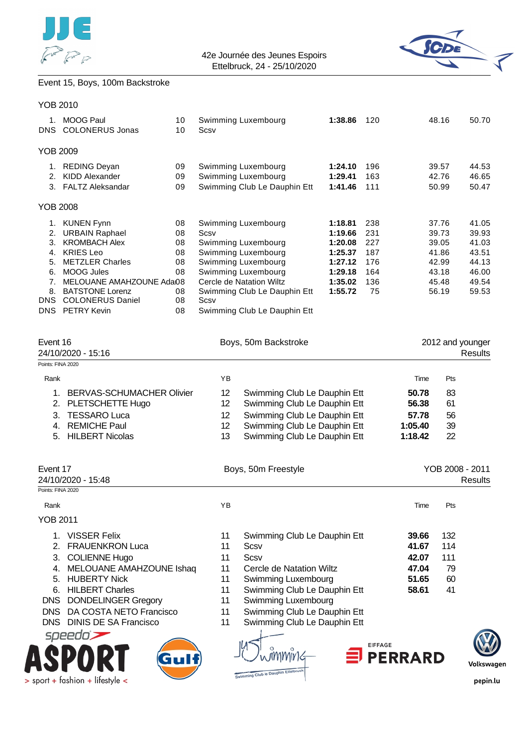Event 15, Boys, 100m Backstroke

YOB 2010

| Rank | Name | YB | Club | Time | Pts | | |
|---|---|---|---|---|---|---|---|
| 1. | MOOG Paul | 10 | Swimming Luxembourg | **1:38.86** | 120 | 48.16 | 50.70 |
| DNS | COLONERUS Jonas | 10 | Scsv | | | | |

YOB 2009

| Rank | Name | YB | Club | Time | Pts | | |
|---|---|---|---|---|---|---|---|
| 1. | REDING Deyan | 09 | Swimming Luxembourg | **1:24.10** | 196 | 39.57 | 44.53 |
| 2. | KIDD Alexander | 09 | Swimming Luxembourg | **1:29.41** | 163 | 42.76 | 46.65 |
| 3. | FALTZ Aleksandar | 09 | Swimming Club Le Dauphin Ett | **1:41.46** | 111 | 50.99 | 50.47 |

YOB 2008

| Rank | Name | YB | Club | Time | Pts | | |
|---|---|---|---|---|---|---|---|
| 1. | KUNEN Fynn | 08 | Swimming Luxembourg | **1:18.81** | 238 | 37.76 | 41.05 |
| 2. | URBAIN Raphael | 08 | Scsv | **1:19.66** | 231 | 39.73 | 39.93 |
| 3. | KROMBACH Alex | 08 | Swimming Luxembourg | **1:20.08** | 227 | 39.05 | 41.03 |
| 4. | KRIES Leo | 08 | Swimming Luxembourg | **1:25.37** | 187 | 41.86 | 43.51 |
| 5. | METZLER Charles | 08 | Swimming Luxembourg | **1:27.12** | 176 | 42.99 | 44.13 |
| 6. | MOOG Jules | 08 | Swimming Luxembourg | **1:29.18** | 164 | 43.18 | 46.00 |
| 7. | MELOUANE AMAHZOUNE Adai | 08 | Cercle de Natation Wiltz | **1:35.02** | 136 | 45.48 | 49.54 |
| 8. | BATSTONE Lorenz | 08 | Swimming Club Le Dauphin Ett | **1:55.72** | 75 | 56.19 | 59.53 |
| DNS | COLONERUS Daniel | 08 | Scsv | | | | |
| DNS | PETRY Kevin | 08 | Swimming Club Le Dauphin Ett | | | | |

Event 16 — Boys, 50m Backstroke — 2012 and younger

24/10/2020 - 15:16 — Results

Points: FINA 2020

| Rank | Name | YB | Club | Time | Pts |
|---|---|---|---|---|---|
| 1. | BERVAS-SCHUMACHER Olivier | 12 | Swimming Club Le Dauphin Ett | **50.78** | 83 |
| 2. | PLETSCHETTE Hugo | 12 | Swimming Club Le Dauphin Ett | **56.38** | 61 |
| 3. | TESSARO Luca | 12 | Swimming Club Le Dauphin Ett | **57.78** | 56 |
| 4. | REMICHE Paul | 12 | Swimming Club Le Dauphin Ett | **1:05.40** | 39 |
| 5. | HILBERT Nicolas | 13 | Swimming Club Le Dauphin Ett | **1:18.42** | 22 |

Event 17 — Boys, 50m Freestyle — YOB 2008 - 2011

24/10/2020 - 15:48 — Results

Points: FINA 2020

YOB 2011

| Rank | Name | YB | Club | Time | Pts |
|---|---|---|---|---|---|
| 1. | VISSER Felix | 11 | Swimming Club Le Dauphin Ett | **39.66** | 132 |
| 2. | FRAUENKRON Luca | 11 | Scsv | **41.67** | 114 |
| 3. | COLIENNE Hugo | 11 | Scsv | **42.07** | 111 |
| 4. | MELOUANE AMAHZOUNE Ishaq | 11 | Cercle de Natation Wiltz | **47.04** | 79 |
| 5. | HUBERTY Nick | 11 | Swimming Luxembourg | **51.65** | 60 |
| 6. | HILBERT Charles | 11 | Swimming Club Le Dauphin Ett | **58.61** | 41 |
| DNS | DONDELINGER Gregory | 11 | Swimming Luxembourg | | |
| DNS | DA COSTA NETO Francisco | 11 | Swimming Club Le Dauphin Ett | | |
| DNS | DINIS DE SA Francisco | 11 | Swimming Club Le Dauphin Ett | | |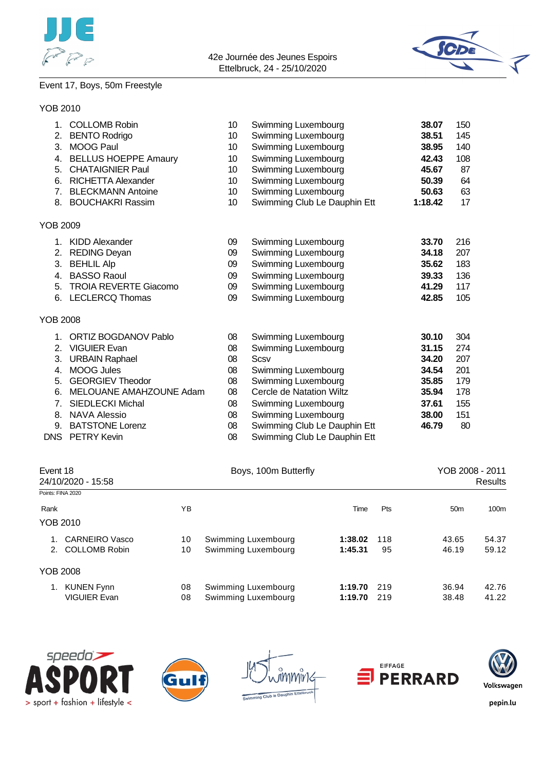Event 17, Boys, 50m Freestyle

YOB 2010

| Rank | Name | YB | Club | Time | Pts |
|---|---|---|---|---|---|
| 1. | COLLOMB Robin | 10 | Swimming Luxembourg | **38.07** | 150 |
| 2. | BENTO Rodrigo | 10 | Swimming Luxembourg | **38.51** | 145 |
| 3. | MOOG Paul | 10 | Swimming Luxembourg | **38.95** | 140 |
| 4. | BELLUS HOEPPE Amaury | 10 | Swimming Luxembourg | **42.43** | 108 |
| 5. | CHATAIGNIER Paul | 10 | Swimming Luxembourg | **45.67** | 87 |
| 6. | RICHETTA Alexander | 10 | Swimming Luxembourg | **50.39** | 64 |
| 7. | BLECKMANN Antoine | 10 | Swimming Luxembourg | **50.63** | 63 |
| 8. | BOUCHAKRI Rassim | 10 | Swimming Club Le Dauphin Ett | **1:18.42** | 17 |

YOB 2009

| Rank | Name | YB | Club | Time | Pts |
|---|---|---|---|---|---|
| 1. | KIDD Alexander | 09 | Swimming Luxembourg | **33.70** | 216 |
| 2. | REDING Deyan | 09 | Swimming Luxembourg | **34.18** | 207 |
| 3. | BEHLIL Alp | 09 | Swimming Luxembourg | **35.62** | 183 |
| 4. | BASSO Raoul | 09 | Swimming Luxembourg | **39.33** | 136 |
| 5. | TROIA REVERTE Giacomo | 09 | Swimming Luxembourg | **41.29** | 117 |
| 6. | LECLERCQ Thomas | 09 | Swimming Luxembourg | **42.85** | 105 |

YOB 2008

| Rank | Name | YB | Club | Time | Pts |
|---|---|---|---|---|---|
| 1. | ORTIZ BOGDANOV Pablo | 08 | Swimming Luxembourg | **30.10** | 304 |
| 2. | VIGUIER Evan | 08 | Swimming Luxembourg | **31.15** | 274 |
| 3. | URBAIN Raphael | 08 | Scsv | **34.20** | 207 |
| 4. | MOOG Jules | 08 | Swimming Luxembourg | **34.54** | 201 |
| 5. | GEORGIEV Theodor | 08 | Swimming Luxembourg | **35.85** | 179 |
| 6. | MELOUANE AMAHZOUNE Adam | 08 | Cercle de Natation Wiltz | **35.94** | 178 |
| 7. | SIEDLECKI Michal | 08 | Swimming Luxembourg | **37.61** | 155 |
| 8. | NAVA Alessio | 08 | Swimming Luxembourg | **38.00** | 151 |
| 9. | BATSTONE Lorenz | 08 | Swimming Club Le Dauphin Ett | **46.79** | 80 |
| DNS | PETRY Kevin | 08 | Swimming Club Le Dauphin Ett | | |

Event 18 — Boys, 100m Butterfly — YOB 2008 - 2011

24/10/2020 - 15:58 — Results

Points: FINA 2020

| Rank | Name | YB | Club | Time | Pts | 50m | 100m |
|---|---|---|---|---|---|---|---|
| YOB 2010 | | | | | | | |
| 1. | CARNEIRO Vasco | 10 | Swimming Luxembourg | **1:38.02** | 118 | 43.65 | 54.37 |
| 2. | COLLOMB Robin | 10 | Swimming Luxembourg | **1:45.31** | 95 | 46.19 | 59.12 |
| YOB 2008 | | | | | | | |
| 1. | KUNEN Fynn | 08 | Swimming Luxembourg | **1:19.70** | 219 | 36.94 | 42.76 |
| | VIGUIER Evan | 08 | Swimming Luxembourg | **1:19.70** | 219 | 38.48 | 41.22 |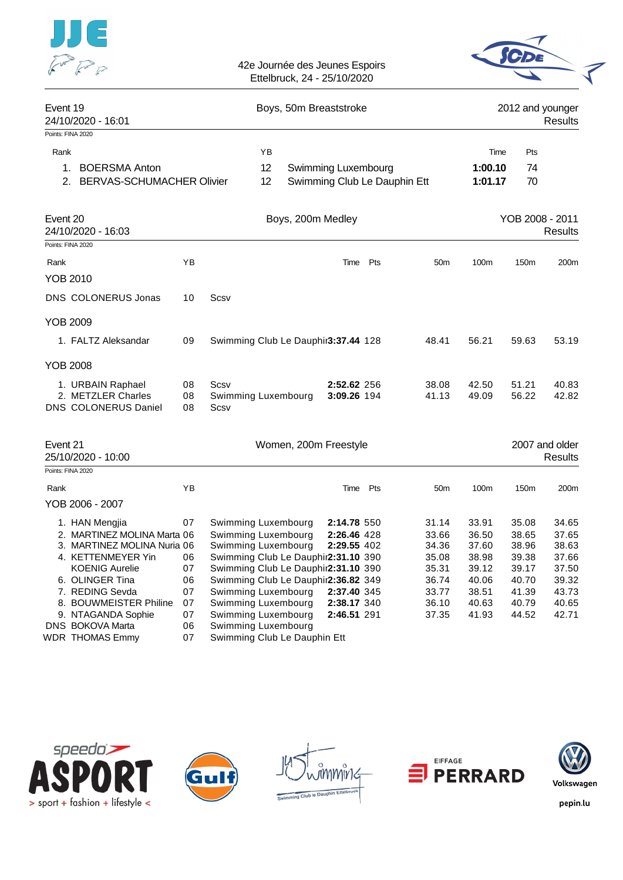42e Journée des Jeunes Espoirs
Ettelbruck, 24 - 25/10/2020

## Event 19 — Boys, 50m Breaststroke — 2012 and younger

24/10/2020 - 16:01 — Results

Points: FINA 2020

| Rank | Name | YB | Club | Time | Pts |
|---|---|---|---|---|---|
| 1. | BOERSMA Anton | 12 | Swimming Luxembourg | **1:00.10** | 74 |
| 2. | BERVAS-SCHUMACHER Olivier | 12 | Swimming Club Le Dauphin Ett | **1:01.17** | 70 |

## Event 20 — Boys, 200m Medley — YOB 2008 - 2011

24/10/2020 - 16:03 — Results

Points: FINA 2020

| Rank | Name | YB | Club | Time | Pts | 50m | 100m | 150m | 200m |
|---|---|---|---|---|---|---|---|---|---|
| **YOB 2010** | | | | | | | | | |
| DNS | COLONERUS Jonas | 10 | Scsv | | | | | | |
| **YOB 2009** | | | | | | | | | |
| 1. | FALTZ Aleksandar | 09 | Swimming Club Le Dauphin | **3:37.44** | 128 | 48.41 | 56.21 | 59.63 | 53.19 |
| **YOB 2008** | | | | | | | | | |
| 1. | URBAIN Raphael | 08 | Scsv | **2:52.62** | 256 | 38.08 | 42.50 | 51.21 | 40.83 |
| 2. | METZLER Charles | 08 | Swimming Luxembourg | **3:09.26** | 194 | 41.13 | 49.09 | 56.22 | 42.82 |
| DNS | COLONERUS Daniel | 08 | Scsv | | | | | | |

## Event 21 — Women, 200m Freestyle — 2007 and older

25/10/2020 - 10:00 — Results

Points: FINA 2020

| Rank | Name | YB | Club | Time | Pts | 50m | 100m | 150m | 200m |
|---|---|---|---|---|---|---|---|---|---|
| **YOB 2006 - 2007** | | | | | | | | | |
| 1. | HAN Mengjia | 07 | Swimming Luxembourg | **2:14.78** | 550 | 31.14 | 33.91 | 35.08 | 34.65 |
| 2. | MARTINEZ MOLINA Marta | 06 | Swimming Luxembourg | **2:26.46** | 428 | 33.66 | 36.50 | 38.65 | 37.65 |
| 3. | MARTINEZ MOLINA Nuria | 06 | Swimming Luxembourg | **2:29.55** | 402 | 34.36 | 37.60 | 38.96 | 38.63 |
| 4. | KETTENMEYER Yin | 06 | Swimming Club Le Dauphin | **2:31.10** | 390 | 35.08 | 38.98 | 39.38 | 37.66 |
| | KOENIG Aurelie | 07 | Swimming Club Le Dauphin | **2:31.10** | 390 | 35.31 | 39.12 | 39.17 | 37.50 |
| 6. | OLINGER Tina | 06 | Swimming Club Le Dauphin | **2:36.82** | 349 | 36.74 | 40.06 | 40.70 | 39.32 |
| 7. | REDING Sevda | 07 | Swimming Luxembourg | **2:37.40** | 345 | 33.77 | 38.51 | 41.39 | 43.73 |
| 8. | BOUWMEISTER Philine | 07 | Swimming Luxembourg | **2:38.17** | 340 | 36.10 | 40.63 | 40.79 | 40.65 |
| 9. | NTAGANDA Sophie | 07 | Swimming Luxembourg | **2:46.51** | 291 | 37.35 | 41.93 | 44.52 | 42.71 |
| DNS | BOKOVA Marta | 06 | Swimming Luxembourg | | | | | | |
| WDR | THOMAS Emmy | 07 | Swimming Club Le Dauphin Ett | | | | | | |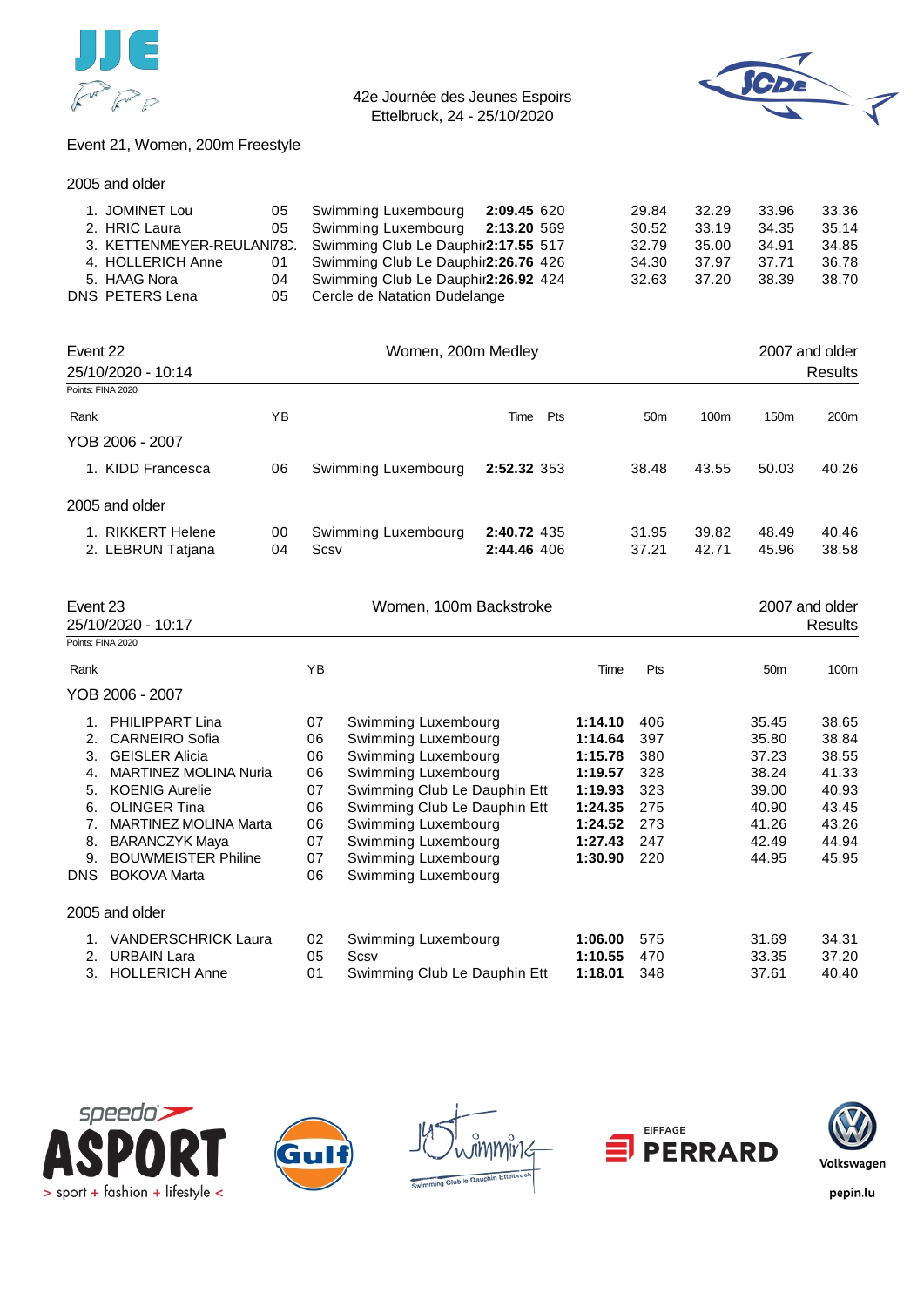Event 21, Women, 200m Freestyle

2005 and older

| Rank | Name | YB | Club | Time | Pts | 50m | 100m | 150m | 200m |
|---|---|---|---|---|---|---|---|---|---|
| 1. | JOMINET Lou | 05 | Swimming Luxembourg | 2:09.45 | 620 | 29.84 | 32.29 | 33.96 | 33.36 |
| 2. | HRIC Laura | 05 | Swimming Luxembourg | 2:13.20 | 569 | 30.52 | 33.19 | 34.35 | 35.14 |
| 3. | KETTENMEYER-REULAN | 78? | Swimming Club Le Dauphi | 2:17.55 | 517 | 32.79 | 35.00 | 34.91 | 34.85 |
| 4. | HOLLERICH Anne | 01 | Swimming Club Le Dauphi | 2:26.76 | 426 | 34.30 | 37.97 | 37.71 | 36.78 |
| 5. | HAAG Nora | 04 | Swimming Club Le Dauphi | 2:26.92 | 424 | 32.63 | 37.20 | 38.39 | 38.70 |
| DNS | PETERS Lena | 05 | Cercle de Natation Dudelange | | | | | | |

## Event 22 — Women, 200m Medley — 2007 and older

25/10/2020 - 10:14 — Results

Points: FINA 2020

| Rank | Name | YB | Club | Time | Pts | 50m | 100m | 150m | 200m |
|---|---|---|---|---|---|---|---|---|---|
| **YOB 2006 - 2007** | | | | | | | | | |
| 1. | KIDD Francesca | 06 | Swimming Luxembourg | 2:52.32 | 353 | 38.48 | 43.55 | 50.03 | 40.26 |
| **2005 and older** | | | | | | | | | |
| 1. | RIKKERT Helene | 00 | Swimming Luxembourg | 2:40.72 | 435 | 31.95 | 39.82 | 48.49 | 40.46 |
| 2. | LEBRUN Tatjana | 04 | Scsv | 2:44.46 | 406 | 37.21 | 42.71 | 45.96 | 38.58 |

## Event 23 — Women, 100m Backstroke — 2007 and older

25/10/2020 - 10:17 — Results

Points: FINA 2020

| Rank | Name | YB | Club | Time | Pts | 50m | 100m |
|---|---|---|---|---|---|---|---|
| **YOB 2006 - 2007** | | | | | | | |
| 1. | PHILIPPART Lina | 07 | Swimming Luxembourg | 1:14.10 | 406 | 35.45 | 38.65 |
| 2. | CARNEIRO Sofia | 06 | Swimming Luxembourg | 1:14.64 | 397 | 35.80 | 38.84 |
| 3. | GEISLER Alicia | 06 | Swimming Luxembourg | 1:15.78 | 380 | 37.23 | 38.55 |
| 4. | MARTINEZ MOLINA Nuria | 06 | Swimming Luxembourg | 1:19.57 | 328 | 38.24 | 41.33 |
| 5. | KOENIG Aurelie | 07 | Swimming Club Le Dauphin Ett | 1:19.93 | 323 | 39.00 | 40.93 |
| 6. | OLINGER Tina | 06 | Swimming Club Le Dauphin Ett | 1:24.35 | 275 | 40.90 | 43.45 |
| 7. | MARTINEZ MOLINA Marta | 06 | Swimming Luxembourg | 1:24.52 | 273 | 41.26 | 43.26 |
| 8. | BARANCZYK Maya | 07 | Swimming Luxembourg | 1:27.43 | 247 | 42.49 | 44.94 |
| 9. | BOUWMEISTER Philine | 07 | Swimming Luxembourg | 1:30.90 | 220 | 44.95 | 45.95 |
| DNS | BOKOVA Marta | 06 | Swimming Luxembourg | | | | |
| **2005 and older** | | | | | | | |
| 1. | VANDERSCHRICK Laura | 02 | Swimming Luxembourg | 1:06.00 | 575 | 31.69 | 34.31 |
| 2. | URBAIN Lara | 05 | Scsv | 1:10.55 | 470 | 33.35 | 37.20 |
| 3. | HOLLERICH Anne | 01 | Swimming Club Le Dauphin Ett | 1:18.01 | 348 | 37.61 | 40.40 |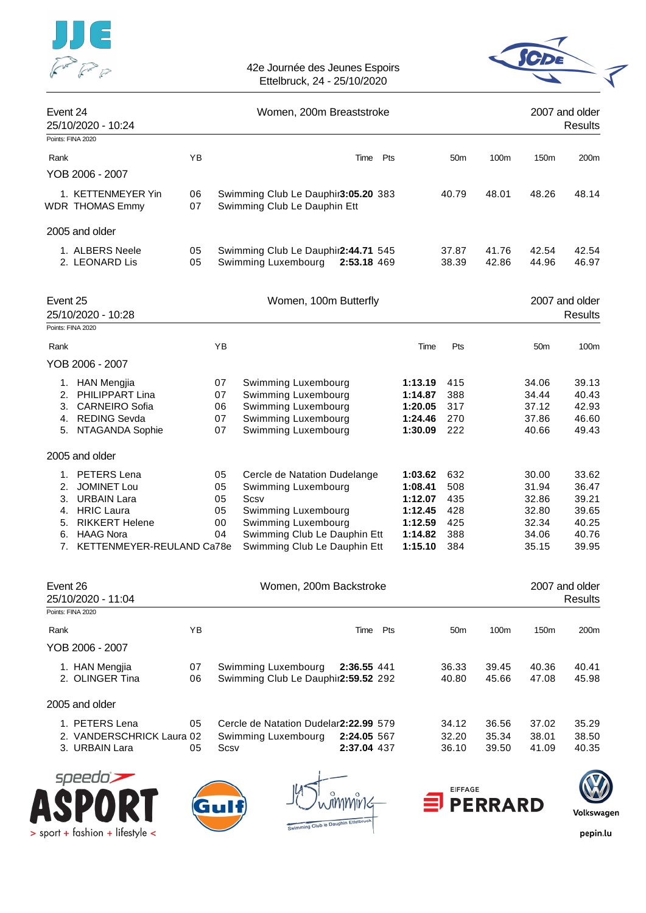42e Journée des Jeunes Espoirs
Ettelbruck, 24 - 25/10/2020

## Event 24 — Women, 200m Breaststroke — 2007 and older

25/10/2020 - 10:24 — Results

Points: FINA 2020

| Rank | | YB | | Time | Pts | 50m | 100m | 150m | 200m |
|---|---|---|---|---|---|---|---|---|---|
| **YOB 2006 - 2007** | | | | | | | | | |
| 1. | KETTENMEYER Yin | 06 | Swimming Club Le Dauphin | **3:05.20** | 383 | 40.79 | 48.01 | 48.26 | 48.14 |
| WDR | THOMAS Emmy | 07 | Swimming Club Le Dauphin Ett | | | | | | |
| **2005 and older** | | | | | | | | | |
| 1. | ALBERS Neele | 05 | Swimming Club Le Dauphin | **2:44.71** | 545 | 37.87 | 41.76 | 42.54 | 42.54 |
| 2. | LEONARD Lis | 05 | Swimming Luxembourg | **2:53.18** | 469 | 38.39 | 42.86 | 44.96 | 46.97 |

## Event 25 — Women, 100m Butterfly — 2007 and older

25/10/2020 - 10:28 — Results

Points: FINA 2020

| Rank | | YB | | Time | Pts | 50m | 100m |
|---|---|---|---|---|---|---|---|
| **YOB 2006 - 2007** | | | | | | | |
| 1. | HAN Mengjia | 07 | Swimming Luxembourg | **1:13.19** | 415 | 34.06 | 39.13 |
| 2. | PHILIPPART Lina | 07 | Swimming Luxembourg | **1:14.87** | 388 | 34.44 | 40.43 |
| 3. | CARNEIRO Sofia | 06 | Swimming Luxembourg | **1:20.05** | 317 | 37.12 | 42.93 |
| 4. | REDING Sevda | 07 | Swimming Luxembourg | **1:24.46** | 270 | 37.86 | 46.60 |
| 5. | NTAGANDA Sophie | 07 | Swimming Luxembourg | **1:30.09** | 222 | 40.66 | 49.43 |
| **2005 and older** | | | | | | | |
| 1. | PETERS Lena | 05 | Cercle de Natation Dudelange | **1:03.62** | 632 | 30.00 | 33.62 |
| 2. | JOMINET Lou | 05 | Swimming Luxembourg | **1:08.41** | 508 | 31.94 | 36.47 |
| 3. | URBAIN Lara | 05 | Scsv | **1:12.07** | 435 | 32.86 | 39.21 |
| 4. | HRIC Laura | 05 | Swimming Luxembourg | **1:12.45** | 428 | 32.80 | 39.65 |
| 5. | RIKKERT Helene | 00 | Swimming Luxembourg | **1:12.59** | 425 | 32.34 | 40.25 |
| 6. | HAAG Nora | 04 | Swimming Club Le Dauphin Ett | **1:14.82** | 388 | 34.06 | 40.76 |
| 7. | KETTENMEYER-REULAND Ca | 78e | Swimming Club Le Dauphin Ett | **1:15.10** | 384 | 35.15 | 39.95 |

## Event 26 — Women, 200m Backstroke — 2007 and older

25/10/2020 - 11:04 — Results

Points: FINA 2020

| Rank | | YB | | Time | Pts | 50m | 100m | 150m | 200m |
|---|---|---|---|---|---|---|---|---|---|
| **YOB 2006 - 2007** | | | | | | | | | |
| 1. | HAN Mengjia | 07 | Swimming Luxembourg | **2:36.55** | 441 | 36.33 | 39.45 | 40.36 | 40.41 |
| 2. | OLINGER Tina | 06 | Swimming Club Le Dauphin | **2:59.52** | 292 | 40.80 | 45.66 | 47.08 | 45.98 |
| **2005 and older** | | | | | | | | | |
| 1. | PETERS Lena | 05 | Cercle de Natation Dudelar | **2:22.99** | 579 | 34.12 | 36.56 | 37.02 | 35.29 |
| 2. | VANDERSCHRICK Laura | 02 | Swimming Luxembourg | **2:24.05** | 567 | 32.20 | 35.34 | 38.01 | 38.50 |
| 3. | URBAIN Lara | 05 | Scsv | **2:37.04** | 437 | 36.10 | 39.50 | 41.09 | 40.35 |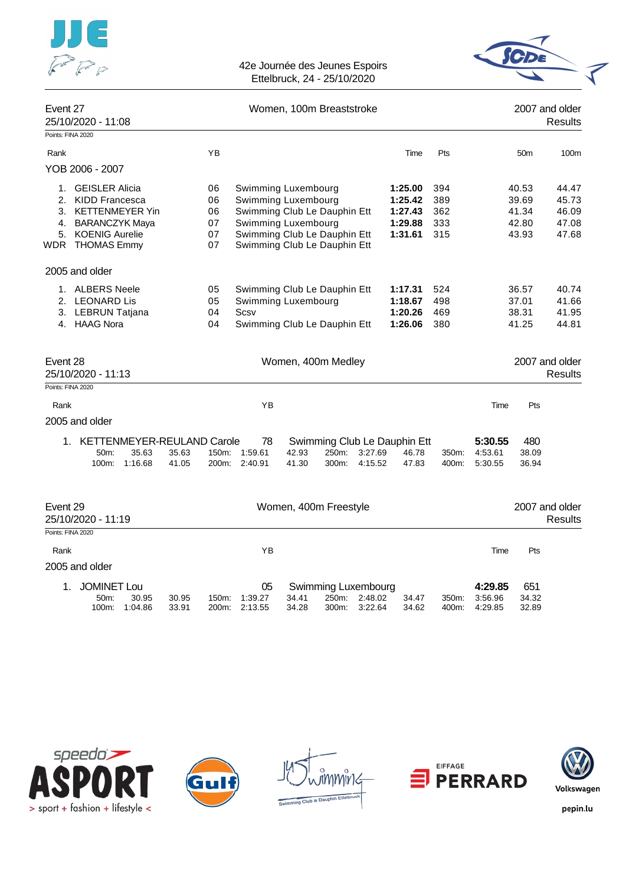42e Journée des Jeunes Espoirs
Ettelbruck, 24 - 25/10/2020

## Event 27 — Women, 100m Breaststroke — 2007 and older

25/10/2020 - 11:08 — Results

Points: FINA 2020

| Rank | | YB | | Time | Pts | 50m | 100m |
|---|---|---|---|---|---|---|---|
| **YOB 2006 - 2007** | | | | | | | |
| 1. | GEISLER Alicia | 06 | Swimming Luxembourg | **1:25.00** | 394 | 40.53 | 44.47 |
| 2. | KIDD Francesca | 06 | Swimming Luxembourg | **1:25.42** | 389 | 39.69 | 45.73 |
| 3. | KETTENMEYER Yin | 06 | Swimming Club Le Dauphin Ett | **1:27.43** | 362 | 41.34 | 46.09 |
| 4. | BARANCZYK Maya | 07 | Swimming Luxembourg | **1:29.88** | 333 | 42.80 | 47.08 |
| 5. | KOENIG Aurelie | 07 | Swimming Club Le Dauphin Ett | **1:31.61** | 315 | 43.93 | 47.68 |
| WDR | THOMAS Emmy | 07 | Swimming Club Le Dauphin Ett | | | | |
| **2005 and older** | | | | | | | |
| 1. | ALBERS Neele | 05 | Swimming Club Le Dauphin Ett | **1:17.31** | 524 | 36.57 | 40.74 |
| 2. | LEONARD Lis | 05 | Swimming Luxembourg | **1:18.67** | 498 | 37.01 | 41.66 |
| 3. | LEBRUN Tatjana | 04 | Scsv | **1:20.26** | 469 | 38.31 | 41.95 |
| 4. | HAAG Nora | 04 | Swimming Club Le Dauphin Ett | **1:26.06** | 380 | 41.25 | 44.81 |

## Event 28 — Women, 400m Medley — 2007 and older

25/10/2020 - 11:13 — Results

Points: FINA 2020

| Rank | | YB | | Time | Pts |
|---|---|---|---|---|---|
| **2005 and older** | | | | | |
| 1. | KETTENMEYER-REULAND Carole | 78 | Swimming Club Le Dauphin Ett | **5:30.55** | 480 |

| Split | Time | Lap | Split | Time | Lap | Split | Time | Lap | Split | Time | Lap |
|---|---|---|---|---|---|---|---|---|---|---|---|
| 50m: | 35.63 | 35.63 | 150m: | 1:59.61 | 42.93 | 250m: | 3:27.69 | 46.78 | 350m: | 4:53.61 | 38.09 |
| 100m: | 1:16.68 | 41.05 | 200m: | 2:40.91 | 41.30 | 300m: | 4:15.52 | 47.83 | 400m: | 5:30.55 | 36.94 |

## Event 29 — Women, 400m Freestyle — 2007 and older

25/10/2020 - 11:19 — Results

Points: FINA 2020

| Rank | | YB | | Time | Pts |
|---|---|---|---|---|---|
| **2005 and older** | | | | | |
| 1. | JOMINET Lou | 05 | Swimming Luxembourg | **4:29.85** | 651 |

| Split | Time | Lap | Split | Time | Lap | Split | Time | Lap | Split | Time | Lap |
|---|---|---|---|---|---|---|---|---|---|---|---|
| 50m: | 30.95 | 30.95 | 150m: | 1:39.27 | 34.41 | 250m: | 2:48.02 | 34.47 | 350m: | 3:56.96 | 34.32 |
| 100m: | 1:04.86 | 33.91 | 200m: | 2:13.55 | 34.28 | 300m: | 3:22.64 | 34.62 | 400m: | 4:29.85 | 32.89 |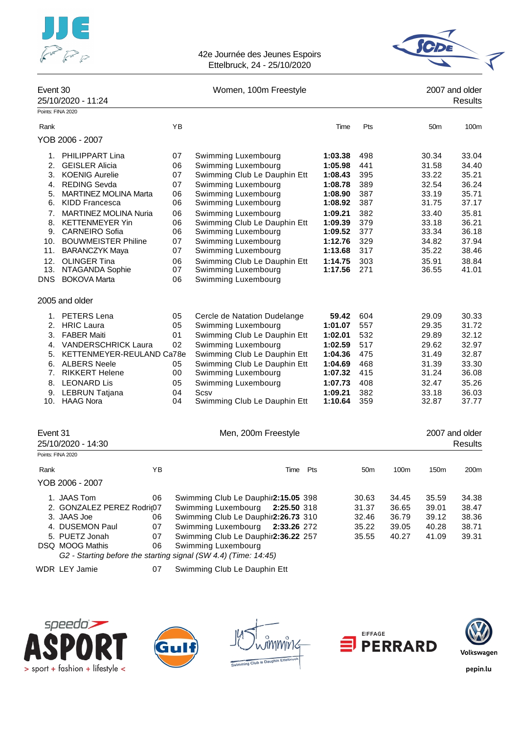42e Journée des Jeunes Espoirs
Ettelbruck, 24 - 25/10/2020

## Event 30 — Women, 100m Freestyle — 2007 and older

25/10/2020 - 11:24 — Results

Points: FINA 2020

### YOB 2006 - 2007

| Rank | Name | YB | Club | Time | Pts | 50m | 100m |
|---|---|---|---|---|---|---|---|
| 1. | PHILIPPART Lina | 07 | Swimming Luxembourg | **1:03.38** | 498 | 30.34 | 33.04 |
| 2. | GEISLER Alicia | 06 | Swimming Luxembourg | **1:05.98** | 441 | 31.58 | 34.40 |
| 3. | KOENIG Aurelie | 07 | Swimming Club Le Dauphin Ett | **1:08.43** | 395 | 33.22 | 35.21 |
| 4. | REDING Sevda | 07 | Swimming Luxembourg | **1:08.78** | 389 | 32.54 | 36.24 |
| 5. | MARTINEZ MOLINA Marta | 06 | Swimming Luxembourg | **1:08.90** | 387 | 33.19 | 35.71 |
| 6. | KIDD Francesca | 06 | Swimming Luxembourg | **1:08.92** | 387 | 31.75 | 37.17 |
| 7. | MARTINEZ MOLINA Nuria | 06 | Swimming Luxembourg | **1:09.21** | 382 | 33.40 | 35.81 |
| 8. | KETTENMEYER Yin | 06 | Swimming Club Le Dauphin Ett | **1:09.39** | 379 | 33.18 | 36.21 |
| 9. | CARNEIRO Sofia | 06 | Swimming Luxembourg | **1:09.52** | 377 | 33.34 | 36.18 |
| 10. | BOUWMEISTER Philine | 07 | Swimming Luxembourg | **1:12.76** | 329 | 34.82 | 37.94 |
| 11. | BARANCZYK Maya | 07 | Swimming Luxembourg | **1:13.68** | 317 | 35.22 | 38.46 |
| 12. | OLINGER Tina | 06 | Swimming Club Le Dauphin Ett | **1:14.75** | 303 | 35.91 | 38.84 |
| 13. | NTAGANDA Sophie | 07 | Swimming Luxembourg | **1:17.56** | 271 | 36.55 | 41.01 |
| DNS | BOKOVA Marta | 06 | Swimming Luxembourg | | | | |

### 2005 and older

| Rank | Name | YB | Club | Time | Pts | 50m | 100m |
|---|---|---|---|---|---|---|---|
| 1. | PETERS Lena | 05 | Cercle de Natation Dudelange | **59.42** | 604 | 29.09 | 30.33 |
| 2. | HRIC Laura | 05 | Swimming Luxembourg | **1:01.07** | 557 | 29.35 | 31.72 |
| 3. | FABER Maiti | 01 | Swimming Club Le Dauphin Ett | **1:02.01** | 532 | 29.89 | 32.12 |
| 4. | VANDERSCHRICK Laura | 02 | Swimming Luxembourg | **1:02.59** | 517 | 29.62 | 32.97 |
| 5. | KETTENMEYER-REULAND Ca | 78e | Swimming Club Le Dauphin Ett | **1:04.36** | 475 | 31.49 | 32.87 |
| 6. | ALBERS Neele | 05 | Swimming Club Le Dauphin Ett | **1:04.69** | 468 | 31.39 | 33.30 |
| 7. | RIKKERT Helene | 00 | Swimming Luxembourg | **1:07.32** | 415 | 31.24 | 36.08 |
| 8. | LEONARD Lis | 05 | Swimming Luxembourg | **1:07.73** | 408 | 32.47 | 35.26 |
| 9. | LEBRUN Tatjana | 04 | Scsv | **1:09.21** | 382 | 33.18 | 36.03 |
| 10. | HAAG Nora | 04 | Swimming Club Le Dauphin Ett | **1:10.64** | 359 | 32.87 | 37.77 |

## Event 31 — Men, 200m Freestyle — 2007 and older

25/10/2020 - 14:30 — Results

Points: FINA 2020

### YOB 2006 - 2007

| Rank | Name | YB | Club | Time | Pts | 50m | 100m | 150m | 200m |
|---|---|---|---|---|---|---|---|---|---|
| 1. | JAAS Tom | 06 | Swimming Club Le Dauphin Ett | **2:15.05** | 398 | 30.63 | 34.45 | 35.59 | 34.38 |
| 2. | GONZALEZ PEREZ Rodri | 07 | Swimming Luxembourg | **2:25.50** | 318 | 31.37 | 36.65 | 39.01 | 38.47 |
| 3. | JAAS Joe | 06 | Swimming Club Le Dauphin Ett | **2:26.73** | 310 | 32.46 | 36.79 | 39.12 | 38.36 |
| 4. | DUSEMON Paul | 07 | Swimming Luxembourg | **2:33.26** | 272 | 35.22 | 39.05 | 40.28 | 38.71 |
| 5. | PUETZ Jonah | 07 | Swimming Club Le Dauphin Ett | **2:36.22** | 257 | 35.55 | 40.27 | 41.09 | 39.31 |
| DSQ | MOOG Mathis | 06 | Swimming Luxembourg | | | | | | |
| | *G2 - Starting before the starting signal (SW 4.4) (Time: 14:45)* | | | | | | | | |
| WDR | LEY Jamie | 07 | Swimming Club Le Dauphin Ett | | | | | | |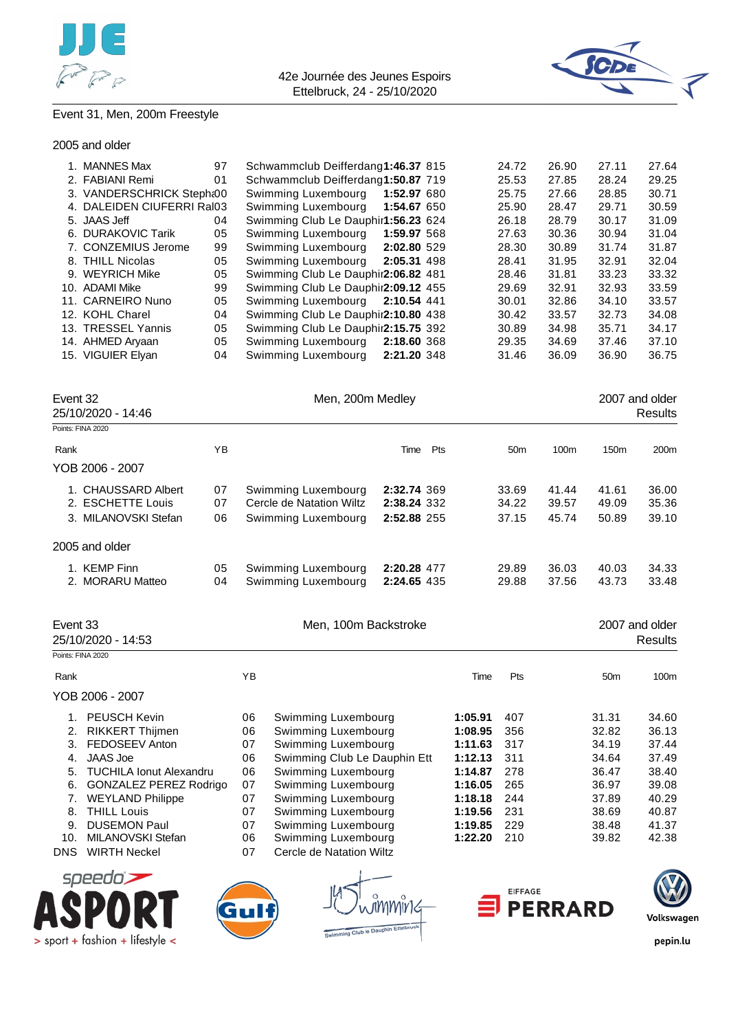Event 31, Men, 200m Freestyle

2005 and older

| Rank | Name | YB | Club | Time | Pts | 50m | 100m | 150m | 200m |
|---|---|---|---|---|---|---|---|---|---|
| 1. | MANNES Max | 97 | Schwammclub Deifferdang | **1:46.37** | 815 | 24.72 | 26.90 | 27.11 | 27.64 |
| 2. | FABIANI Remi | 01 | Schwammclub Deifferdang | **1:50.87** | 719 | 25.53 | 27.85 | 28.24 | 29.25 |
| 3. | VANDERSCHRICK Stepha | 00 | Swimming Luxembourg | **1:52.97** | 680 | 25.75 | 27.66 | 28.85 | 30.71 |
| 4. | DALEIDEN CIUFERRI Ral | 03 | Swimming Luxembourg | **1:54.67** | 650 | 25.90 | 28.47 | 29.71 | 30.59 |
| 5. | JAAS Jeff | 04 | Swimming Club Le Dauphin | **1:56.23** | 624 | 26.18 | 28.79 | 30.17 | 31.09 |
| 6. | DURAKOVIC Tarik | 05 | Swimming Luxembourg | **1:59.97** | 568 | 27.63 | 30.36 | 30.94 | 31.04 |
| 7. | CONZEMIUS Jerome | 99 | Swimming Luxembourg | **2:02.80** | 529 | 28.30 | 30.89 | 31.74 | 31.87 |
| 8. | THILL Nicolas | 05 | Swimming Luxembourg | **2:05.31** | 498 | 28.41 | 31.95 | 32.91 | 32.04 |
| 9. | WEYRICH Mike | 05 | Swimming Club Le Dauphin | **2:06.82** | 481 | 28.46 | 31.81 | 33.23 | 33.32 |
| 10. | ADAMI Mike | 99 | Swimming Club Le Dauphin | **2:09.12** | 455 | 29.69 | 32.91 | 32.93 | 33.59 |
| 11. | CARNEIRO Nuno | 05 | Swimming Luxembourg | **2:10.54** | 441 | 30.01 | 32.86 | 34.10 | 33.57 |
| 12. | KOHL Charel | 04 | Swimming Club Le Dauphin | **2:10.80** | 438 | 30.42 | 33.57 | 32.73 | 34.08 |
| 13. | TRESSEL Yannis | 05 | Swimming Club Le Dauphin | **2:15.75** | 392 | 30.89 | 34.98 | 35.71 | 34.17 |
| 14. | AHMED Aryaan | 05 | Swimming Luxembourg | **2:18.60** | 368 | 29.35 | 34.69 | 37.46 | 37.10 |
| 15. | VIGUIER Elyan | 04 | Swimming Luxembourg | **2:21.20** | 348 | 31.46 | 36.09 | 36.90 | 36.75 |

## Event 32 — Men, 200m Medley — 2007 and older

25/10/2020 - 14:46 — Results

Points: FINA 2020

YOB 2006 - 2007

| Rank | Name | YB | Club | Time | Pts | 50m | 100m | 150m | 200m |
|---|---|---|---|---|---|---|---|---|---|
| 1. | CHAUSSARD Albert | 07 | Swimming Luxembourg | **2:32.74** | 369 | 33.69 | 41.44 | 41.61 | 36.00 |
| 2. | ESCHETTE Louis | 07 | Cercle de Natation Wiltz | **2:38.24** | 332 | 34.22 | 39.57 | 49.09 | 35.36 |
| 3. | MILANOVSKI Stefan | 06 | Swimming Luxembourg | **2:52.88** | 255 | 37.15 | 45.74 | 50.89 | 39.10 |

2005 and older

| Rank | Name | YB | Club | Time | Pts | 50m | 100m | 150m | 200m |
|---|---|---|---|---|---|---|---|---|---|
| 1. | KEMP Finn | 05 | Swimming Luxembourg | **2:20.28** | 477 | 29.89 | 36.03 | 40.03 | 34.33 |
| 2. | MORARU Matteo | 04 | Swimming Luxembourg | **2:24.65** | 435 | 29.88 | 37.56 | 43.73 | 33.48 |

## Event 33 — Men, 100m Backstroke — 2007 and older

25/10/2020 - 14:53 — Results

Points: FINA 2020

YOB 2006 - 2007

| Rank | Name | YB | Club | Time | Pts | 50m | 100m |
|---|---|---|---|---|---|---|---|
| 1. | PEUSCH Kevin | 06 | Swimming Luxembourg | **1:05.91** | 407 | 31.31 | 34.60 |
| 2. | RIKKERT Thijmen | 06 | Swimming Luxembourg | **1:08.95** | 356 | 32.82 | 36.13 |
| 3. | FEDOSEEV Anton | 07 | Swimming Luxembourg | **1:11.63** | 317 | 34.19 | 37.44 |
| 4. | JAAS Joe | 06 | Swimming Club Le Dauphin Ett | **1:12.13** | 311 | 34.64 | 37.49 |
| 5. | TUCHILA Ionut Alexandru | 06 | Swimming Luxembourg | **1:14.87** | 278 | 36.47 | 38.40 |
| 6. | GONZALEZ PEREZ Rodrigo | 07 | Swimming Luxembourg | **1:16.05** | 265 | 36.97 | 39.08 |
| 7. | WEYLAND Philippe | 07 | Swimming Luxembourg | **1:18.18** | 244 | 37.89 | 40.29 |
| 8. | THILL Louis | 07 | Swimming Luxembourg | **1:19.56** | 231 | 38.69 | 40.87 |
| 9. | DUSEMON Paul | 07 | Swimming Luxembourg | **1:19.85** | 229 | 38.48 | 41.37 |
| 10. | MILANOVSKI Stefan | 06 | Swimming Luxembourg | **1:22.20** | 210 | 39.82 | 42.38 |
| DNS | WIRTH Neckel | 07 | Cercle de Natation Wiltz | | | | |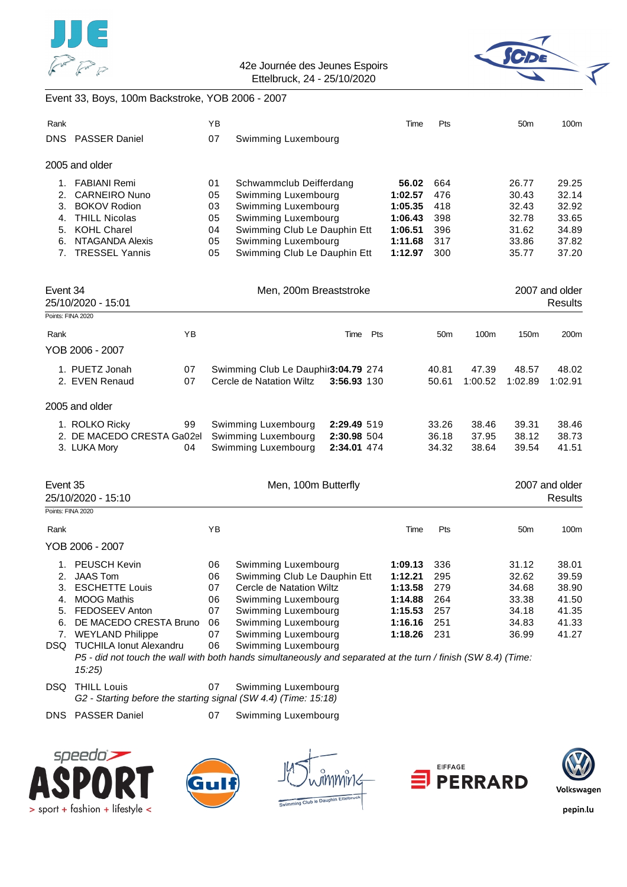Event 33, Boys, 100m Backstroke, YOB 2006 - 2007

| Rank | | YB | | Time | Pts | 50m | 100m |
|---|---|---|---|---|---|---|---|
| DNS | PASSER Daniel | 07 | Swimming Luxembourg | | | | |

2005 and older

| Rank | | YB | | Time | Pts | 50m | 100m |
|---|---|---|---|---|---|---|---|
| 1. | FABIANI Remi | 01 | Schwammclub Deifferdang | **56.02** | 664 | 26.77 | 29.25 |
| 2. | CARNEIRO Nuno | 05 | Swimming Luxembourg | **1:02.57** | 476 | 30.43 | 32.14 |
| 3. | BOKOV Rodion | 03 | Swimming Luxembourg | **1:05.35** | 418 | 32.43 | 32.92 |
| 4. | THILL Nicolas | 05 | Swimming Luxembourg | **1:06.43** | 398 | 32.78 | 33.65 |
| 5. | KOHL Charel | 04 | Swimming Club Le Dauphin Ett | **1:06.51** | 396 | 31.62 | 34.89 |
| 6. | NTAGANDA Alexis | 05 | Swimming Luxembourg | **1:11.68** | 317 | 33.86 | 37.82 |
| 7. | TRESSEL Yannis | 05 | Swimming Club Le Dauphin Ett | **1:12.97** | 300 | 35.77 | 37.20 |

## Event 34 — Men, 200m Breaststroke — 2007 and older

25/10/2020 - 15:01 — Results

Points: FINA 2020

YOB 2006 - 2007

| Rank | | YB | | Time | Pts | 50m | 100m | 150m | 200m |
|---|---|---|---|---|---|---|---|---|---|
| 1. | PUETZ Jonah | 07 | Swimming Club Le Dauphin Ett | **3:04.79** | 274 | 40.81 | 47.39 | 48.57 | 48.02 |
| 2. | EVEN Renaud | 07 | Cercle de Natation Wiltz | **3:56.93** | 130 | 50.61 | 1:00.52 | 1:02.89 | 1:02.91 |

2005 and older

| Rank | | YB | | Time | Pts | 50m | 100m | 150m | 200m |
|---|---|---|---|---|---|---|---|---|---|
| 1. | ROLKO Ricky | 99 | Swimming Luxembourg | **2:29.49** | 519 | 33.26 | 38.46 | 39.31 | 38.46 |
| 2. | DE MACEDO CRESTA Gabriel | 02 | Swimming Luxembourg | **2:30.98** | 504 | 36.18 | 37.95 | 38.12 | 38.73 |
| 3. | LUKA Mory | 04 | Swimming Luxembourg | **2:34.01** | 474 | 34.32 | 38.64 | 39.54 | 41.51 |

## Event 35 — Men, 100m Butterfly — 2007 and older

25/10/2020 - 15:10 — Results

Points: FINA 2020

YOB 2006 - 2007

| Rank | | YB | | Time | Pts | 50m | 100m |
|---|---|---|---|---|---|---|---|
| 1. | PEUSCH Kevin | 06 | Swimming Luxembourg | **1:09.13** | 336 | 31.12 | 38.01 |
| 2. | JAAS Tom | 06 | Swimming Club Le Dauphin Ett | **1:12.21** | 295 | 32.62 | 39.59 |
| 3. | ESCHETTE Louis | 07 | Cercle de Natation Wiltz | **1:13.58** | 279 | 34.68 | 38.90 |
| 4. | MOOG Mathis | 06 | Swimming Luxembourg | **1:14.88** | 264 | 33.38 | 41.50 |
| 5. | FEDOSEEV Anton | 07 | Swimming Luxembourg | **1:15.53** | 257 | 34.18 | 41.35 |
| 6. | DE MACEDO CRESTA Bruno | 06 | Swimming Luxembourg | **1:16.16** | 251 | 34.83 | 41.33 |
| 7. | WEYLAND Philippe | 07 | Swimming Luxembourg | **1:18.26** | 231 | 36.99 | 41.27 |
| DSQ | TUCHILA Ionut Alexandru | 06 | Swimming Luxembourg | | | | |
| | *P5 - did not touch the wall with both hands simultaneously and separated at the turn / finish (SW 8.4) (Time: 15:25)* | | | | | | |
| DSQ | THILL Louis | 07 | Swimming Luxembourg | | | | |
| | *G2 - Starting before the starting signal (SW 4.4) (Time: 15:18)* | | | | | | |
| DNS | PASSER Daniel | 07 | Swimming Luxembourg | | | | |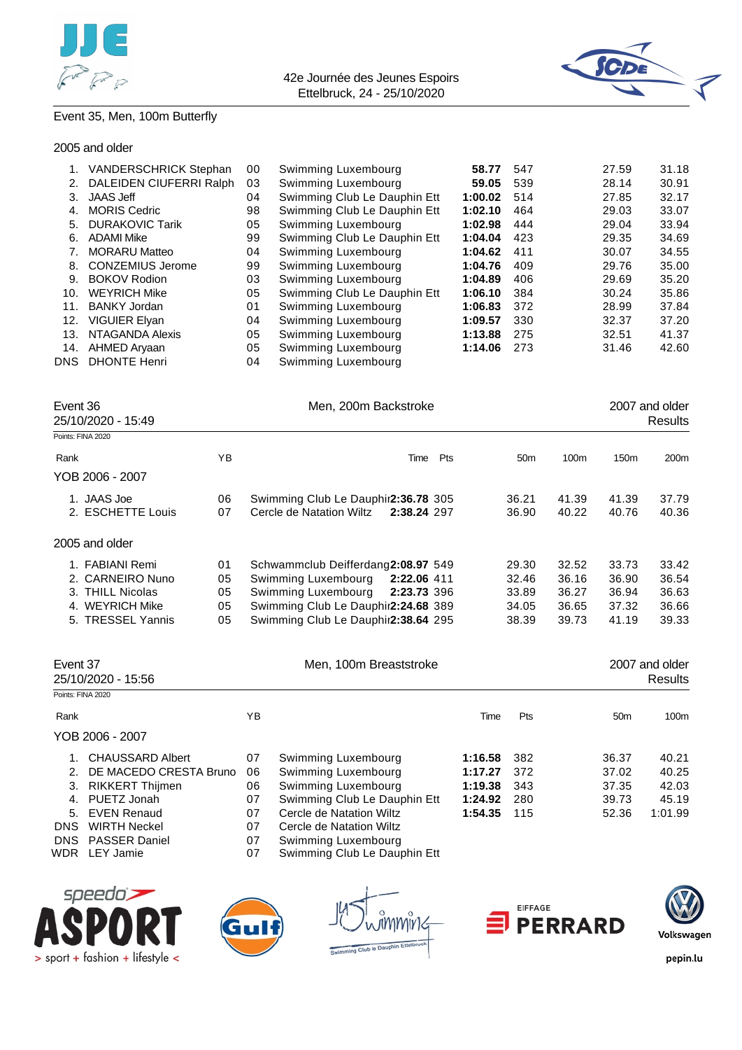Event 35, Men, 100m Butterfly

2005 and older

| Rank | Name | YB | Club | Time | Pts | 50m | 100m |
|---|---|---|---|---|---|---|---|
| 1. | VANDERSCHRICK Stephan | 00 | Swimming Luxembourg | **58.77** | 547 | 27.59 | 31.18 |
| 2. | DALEIDEN CIUFERRI Ralph | 03 | Swimming Luxembourg | **59.05** | 539 | 28.14 | 30.91 |
| 3. | JAAS Jeff | 04 | Swimming Club Le Dauphin Ett | **1:00.02** | 514 | 27.85 | 32.17 |
| 4. | MORIS Cedric | 98 | Swimming Club Le Dauphin Ett | **1:02.10** | 464 | 29.03 | 33.07 |
| 5. | DURAKOVIC Tarik | 05 | Swimming Luxembourg | **1:02.98** | 444 | 29.04 | 33.94 |
| 6. | ADAMI Mike | 99 | Swimming Club Le Dauphin Ett | **1:04.04** | 423 | 29.35 | 34.69 |
| 7. | MORARU Matteo | 04 | Swimming Luxembourg | **1:04.62** | 411 | 30.07 | 34.55 |
| 8. | CONZEMIUS Jerome | 99 | Swimming Luxembourg | **1:04.76** | 409 | 29.76 | 35.00 |
| 9. | BOKOV Rodion | 03 | Swimming Luxembourg | **1:04.89** | 406 | 29.69 | 35.20 |
| 10. | WEYRICH Mike | 05 | Swimming Club Le Dauphin Ett | **1:06.10** | 384 | 30.24 | 35.86 |
| 11. | BANKY Jordan | 01 | Swimming Luxembourg | **1:06.83** | 372 | 28.99 | 37.84 |
| 12. | VIGUIER Elyan | 04 | Swimming Luxembourg | **1:09.57** | 330 | 32.37 | 37.20 |
| 13. | NTAGANDA Alexis | 05 | Swimming Luxembourg | **1:13.88** | 275 | 32.51 | 41.37 |
| 14. | AHMED Aryaan | 05 | Swimming Luxembourg | **1:14.06** | 273 | 31.46 | 42.60 |
| DNS | DHONTE Henri | 04 | Swimming Luxembourg | | | | |

## Event 36 — Men, 200m Backstroke — 2007 and older

25/10/2020 - 15:49 — Results

Points: FINA 2020

YOB 2006 - 2007

| Rank | Name | YB | Club | Time | Pts | 50m | 100m | 150m | 200m |
|---|---|---|---|---|---|---|---|---|---|
| 1. | JAAS Joe | 06 | Swimming Club Le Dauphin Ett | **2:36.78** | 305 | 36.21 | 41.39 | 41.39 | 37.79 |
| 2. | ESCHETTE Louis | 07 | Cercle de Natation Wiltz | **2:38.24** | 297 | 36.90 | 40.22 | 40.76 | 40.36 |

2005 and older

| Rank | Name | YB | Club | Time | Pts | 50m | 100m | 150m | 200m |
|---|---|---|---|---|---|---|---|---|---|
| 1. | FABIANI Remi | 01 | Schwammclub Deifferdang | **2:08.97** | 549 | 29.30 | 32.52 | 33.73 | 33.42 |
| 2. | CARNEIRO Nuno | 05 | Swimming Luxembourg | **2:22.06** | 411 | 32.46 | 36.16 | 36.90 | 36.54 |
| 3. | THILL Nicolas | 05 | Swimming Luxembourg | **2:23.73** | 396 | 33.89 | 36.27 | 36.94 | 36.63 |
| 4. | WEYRICH Mike | 05 | Swimming Club Le Dauphin Ett | **2:24.68** | 389 | 34.05 | 36.65 | 37.32 | 36.66 |
| 5. | TRESSEL Yannis | 05 | Swimming Club Le Dauphin Ett | **2:38.64** | 295 | 38.39 | 39.73 | 41.19 | 39.33 |

## Event 37 — Men, 100m Breaststroke — 2007 and older

25/10/2020 - 15:56 — Results

Points: FINA 2020

YOB 2006 - 2007

| Rank | Name | YB | Club | Time | Pts | 50m | 100m |
|---|---|---|---|---|---|---|---|
| 1. | CHAUSSARD Albert | 07 | Swimming Luxembourg | **1:16.58** | 382 | 36.37 | 40.21 |
| 2. | DE MACEDO CRESTA Bruno | 06 | Swimming Luxembourg | **1:17.27** | 372 | 37.02 | 40.25 |
| 3. | RIKKERT Thijmen | 06 | Swimming Luxembourg | **1:19.38** | 343 | 37.35 | 42.03 |
| 4. | PUETZ Jonah | 07 | Swimming Club Le Dauphin Ett | **1:24.92** | 280 | 39.73 | 45.19 |
| 5. | EVEN Renaud | 07 | Cercle de Natation Wiltz | **1:54.35** | 115 | 52.36 | 1:01.99 |
| DNS | WIRTH Neckel | 07 | Cercle de Natation Wiltz | | | | |
| DNS | PASSER Daniel | 07 | Swimming Luxembourg | | | | |
| WDR | LEY Jamie | 07 | Swimming Club Le Dauphin Ett | | | | |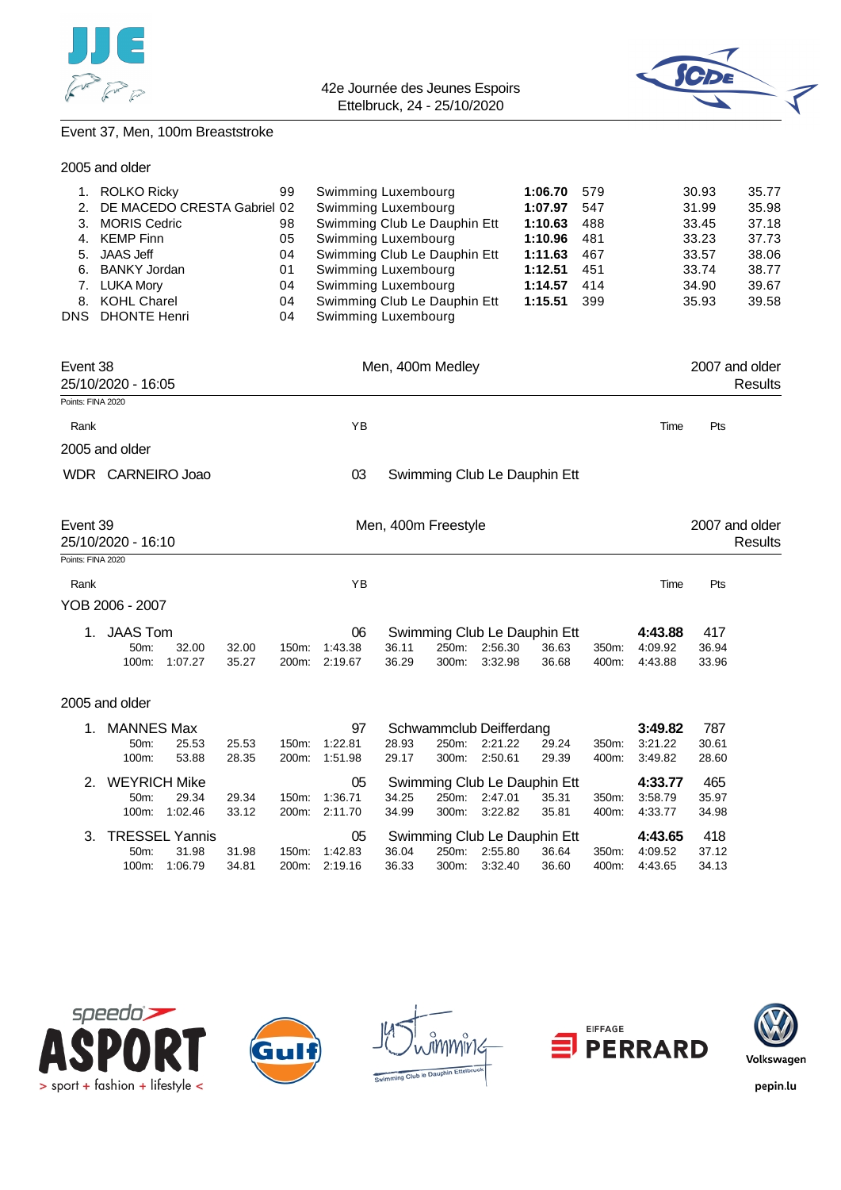42e Journée des Jeunes Espoirs
Ettelbruck, 24 - 25/10/2020

## Event 37, Men, 100m Breaststroke

### 2005 and older

| Rank | Name | YB | Club | Time | Pts | 50m | 100m |
|---|---|---|---|---|---|---|---|
| 1. | ROLKO Ricky | 99 | Swimming Luxembourg | **1:06.70** | 579 | 30.93 | 35.77 |
| 2. | DE MACEDO CRESTA Gabriel | 02 | Swimming Luxembourg | **1:07.97** | 547 | 31.99 | 35.98 |
| 3. | MORIS Cedric | 98 | Swimming Club Le Dauphin Ett | **1:10.63** | 488 | 33.45 | 37.18 |
| 4. | KEMP Finn | 05 | Swimming Luxembourg | **1:10.96** | 481 | 33.23 | 37.73 |
| 5. | JAAS Jeff | 04 | Swimming Club Le Dauphin Ett | **1:11.63** | 467 | 33.57 | 38.06 |
| 6. | BANKY Jordan | 01 | Swimming Luxembourg | **1:12.51** | 451 | 33.74 | 38.77 |
| 7. | LUKA Mory | 04 | Swimming Luxembourg | **1:14.57** | 414 | 34.90 | 39.67 |
| 8. | KOHL Charel | 04 | Swimming Club Le Dauphin Ett | **1:15.51** | 399 | 35.93 | 39.58 |
| DNS | DHONTE Henri | 04 | Swimming Luxembourg | | | | |

## Event 38 — Men, 400m Medley — 2007 and older

25/10/2020 - 16:05 — Results

Points: FINA 2020

### 2005 and older

| Rank | Name | YB | Club | Time | Pts |
|---|---|---|---|---|---|
| WDR | CARNEIRO Joao | 03 | Swimming Club Le Dauphin Ett | | |

## Event 39 — Men, 400m Freestyle — 2007 and older

25/10/2020 - 16:10 — Results

Points: FINA 2020

### YOB 2006 - 2007

| Rank | Name | YB | Club | Time | Pts |
|---|---|---|---|---|---|
| 1. | JAAS Tom | 06 | Swimming Club Le Dauphin Ett | **4:43.88** | 417 |

| 50m: | 32.00 | 32.00 | 150m: | 1:43.38 | 36.11 | 250m: | 2:56.30 | 36.63 | 350m: | 4:09.92 | 36.94 |
|---|---|---|---|---|---|---|---|---|---|---|---|
| 100m: | 1:07.27 | 35.27 | 200m: | 2:19.67 | 36.29 | 300m: | 3:32.98 | 36.68 | 400m: | 4:43.88 | 33.96 |

### 2005 and older

| Rank | Name | YB | Club | Time | Pts |
|---|---|---|---|---|---|
| 1. | MANNES Max | 97 | Schwammclub Deifferdang | **3:49.82** | 787 |

| 50m: | 25.53 | 25.53 | 150m: | 1:22.81 | 28.93 | 250m: | 2:21.22 | 29.24 | 350m: | 3:21.22 | 30.61 |
|---|---|---|---|---|---|---|---|---|---|---|---|
| 100m: | 53.88 | 28.35 | 200m: | 1:51.98 | 29.17 | 300m: | 2:50.61 | 29.39 | 400m: | 3:49.82 | 28.60 |

| Rank | Name | YB | Club | Time | Pts |
|---|---|---|---|---|---|
| 2. | WEYRICH Mike | 05 | Swimming Club Le Dauphin Ett | **4:33.77** | 465 |

| 50m: | 29.34 | 29.34 | 150m: | 1:36.71 | 34.25 | 250m: | 2:47.01 | 35.31 | 350m: | 3:58.79 | 35.97 |
|---|---|---|---|---|---|---|---|---|---|---|---|
| 100m: | 1:02.46 | 33.12 | 200m: | 2:11.70 | 34.99 | 300m: | 3:22.82 | 35.81 | 400m: | 4:33.77 | 34.98 |

| Rank | Name | YB | Club | Time | Pts |
|---|---|---|---|---|---|
| 3. | TRESSEL Yannis | 05 | Swimming Club Le Dauphin Ett | **4:43.65** | 418 |

| 50m: | 31.98 | 31.98 | 150m: | 1:42.83 | 36.04 | 250m: | 2:55.80 | 36.64 | 350m: | 4:09.52 | 37.12 |
|---|---|---|---|---|---|---|---|---|---|---|---|
| 100m: | 1:06.79 | 34.81 | 200m: | 2:19.16 | 36.33 | 300m: | 3:32.40 | 36.60 | 400m: | 4:43.65 | 34.13 |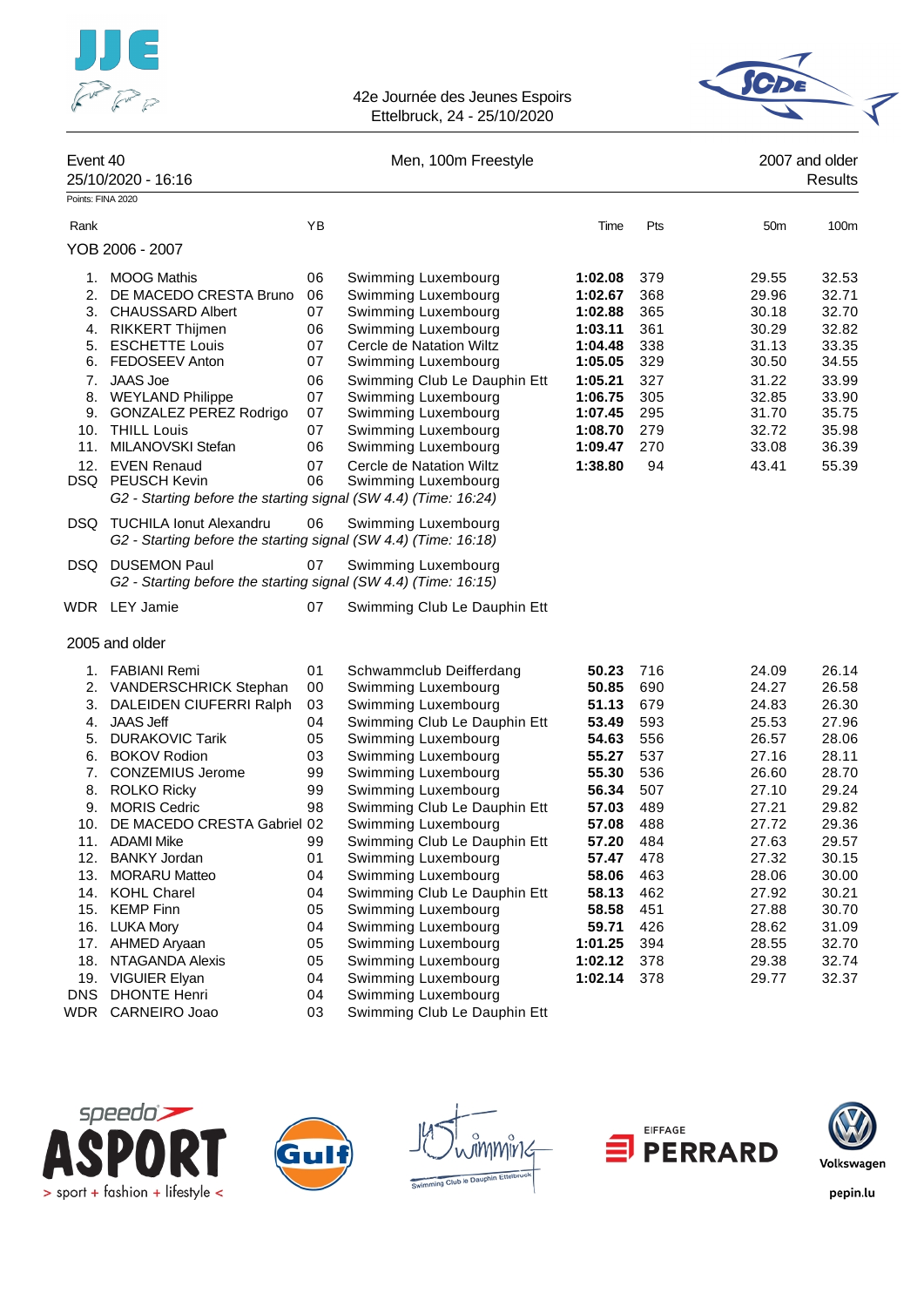42e Journée des Jeunes Espoirs
Ettelbruck, 24 - 25/10/2020

Event 40 — Men, 100m Freestyle — 2007 and older

25/10/2020 - 16:16 — Results

Points: FINA 2020

| Rank | | YB | | Time | Pts | 50m | 100m |
|---|---|---|---|---|---|---|---|
| **YOB 2006 - 2007** | | | | | | | |
| 1. | MOOG Mathis | 06 | Swimming Luxembourg | **1:02.08** | 379 | 29.55 | 32.53 |
| 2. | DE MACEDO CRESTA Bruno | 06 | Swimming Luxembourg | **1:02.67** | 368 | 29.96 | 32.71 |
| 3. | CHAUSSARD Albert | 07 | Swimming Luxembourg | **1:02.88** | 365 | 30.18 | 32.70 |
| 4. | RIKKERT Thijmen | 06 | Swimming Luxembourg | **1:03.11** | 361 | 30.29 | 32.82 |
| 5. | ESCHETTE Louis | 07 | Cercle de Natation Wiltz | **1:04.48** | 338 | 31.13 | 33.35 |
| 6. | FEDOSEEV Anton | 07 | Swimming Luxembourg | **1:05.05** | 329 | 30.50 | 34.55 |
| 7. | JAAS Joe | 06 | Swimming Club Le Dauphin Ett | **1:05.21** | 327 | 31.22 | 33.99 |
| 8. | WEYLAND Philippe | 07 | Swimming Luxembourg | **1:06.75** | 305 | 32.85 | 33.90 |
| 9. | GONZALEZ PEREZ Rodrigo | 07 | Swimming Luxembourg | **1:07.45** | 295 | 31.70 | 35.75 |
| 10. | THILL Louis | 07 | Swimming Luxembourg | **1:08.70** | 279 | 32.72 | 35.98 |
| 11. | MILANOVSKI Stefan | 06 | Swimming Luxembourg | **1:09.47** | 270 | 33.08 | 36.39 |
| 12. | EVEN Renaud | 07 | Cercle de Natation Wiltz | **1:38.80** | 94 | 43.41 | 55.39 |
| DSQ | PEUSCH Kevin | 06 | Swimming Luxembourg | | | | |
| | *G2 - Starting before the starting signal (SW 4.4) (Time: 16:24)* | | | | | | |
| DSQ | TUCHILA Ionut Alexandru | 06 | Swimming Luxembourg | | | | |
| | *G2 - Starting before the starting signal (SW 4.4) (Time: 16:18)* | | | | | | |
| DSQ | DUSEMON Paul | 07 | Swimming Luxembourg | | | | |
| | *G2 - Starting before the starting signal (SW 4.4) (Time: 16:15)* | | | | | | |
| WDR | LEY Jamie | 07 | Swimming Club Le Dauphin Ett | | | | |
| **2005 and older** | | | | | | | |
| 1. | FABIANI Remi | 01 | Schwammclub Deifferdang | **50.23** | 716 | 24.09 | 26.14 |
| 2. | VANDERSCHRICK Stephan | 00 | Swimming Luxembourg | **50.85** | 690 | 24.27 | 26.58 |
| 3. | DALEIDEN CIUFERRI Ralph | 03 | Swimming Luxembourg | **51.13** | 679 | 24.83 | 26.30 |
| 4. | JAAS Jeff | 04 | Swimming Club Le Dauphin Ett | **53.49** | 593 | 25.53 | 27.96 |
| 5. | DURAKOVIC Tarik | 05 | Swimming Luxembourg | **54.63** | 556 | 26.57 | 28.06 |
| 6. | BOKOV Rodion | 03 | Swimming Luxembourg | **55.27** | 537 | 27.16 | 28.11 |
| 7. | CONZEMIUS Jerome | 99 | Swimming Luxembourg | **55.30** | 536 | 26.60 | 28.70 |
| 8. | ROLKO Ricky | 99 | Swimming Luxembourg | **56.34** | 507 | 27.10 | 29.24 |
| 9. | MORIS Cedric | 98 | Swimming Club Le Dauphin Ett | **57.03** | 489 | 27.21 | 29.82 |
| 10. | DE MACEDO CRESTA Gabriel | 02 | Swimming Luxembourg | **57.08** | 488 | 27.72 | 29.36 |
| 11. | ADAMI Mike | 99 | Swimming Club Le Dauphin Ett | **57.20** | 484 | 27.63 | 29.57 |
| 12. | BANKY Jordan | 01 | Swimming Luxembourg | **57.47** | 478 | 27.32 | 30.15 |
| 13. | MORARU Matteo | 04 | Swimming Luxembourg | **58.06** | 463 | 28.06 | 30.00 |
| 14. | KOHL Charel | 04 | Swimming Club Le Dauphin Ett | **58.13** | 462 | 27.92 | 30.21 |
| 15. | KEMP Finn | 05 | Swimming Luxembourg | **58.58** | 451 | 27.88 | 30.70 |
| 16. | LUKA Mory | 04 | Swimming Luxembourg | **59.71** | 426 | 28.62 | 31.09 |
| 17. | AHMED Aryaan | 05 | Swimming Luxembourg | **1:01.25** | 394 | 28.55 | 32.70 |
| 18. | NTAGANDA Alexis | 05 | Swimming Luxembourg | **1:02.12** | 378 | 29.38 | 32.74 |
| 19. | VIGUIER Elyan | 04 | Swimming Luxembourg | **1:02.14** | 378 | 29.77 | 32.37 |
| DNS | DHONTE Henri | 04 | Swimming Luxembourg | | | | |
| WDR | CARNEIRO Joao | 03 | Swimming Club Le Dauphin Ett | | | | |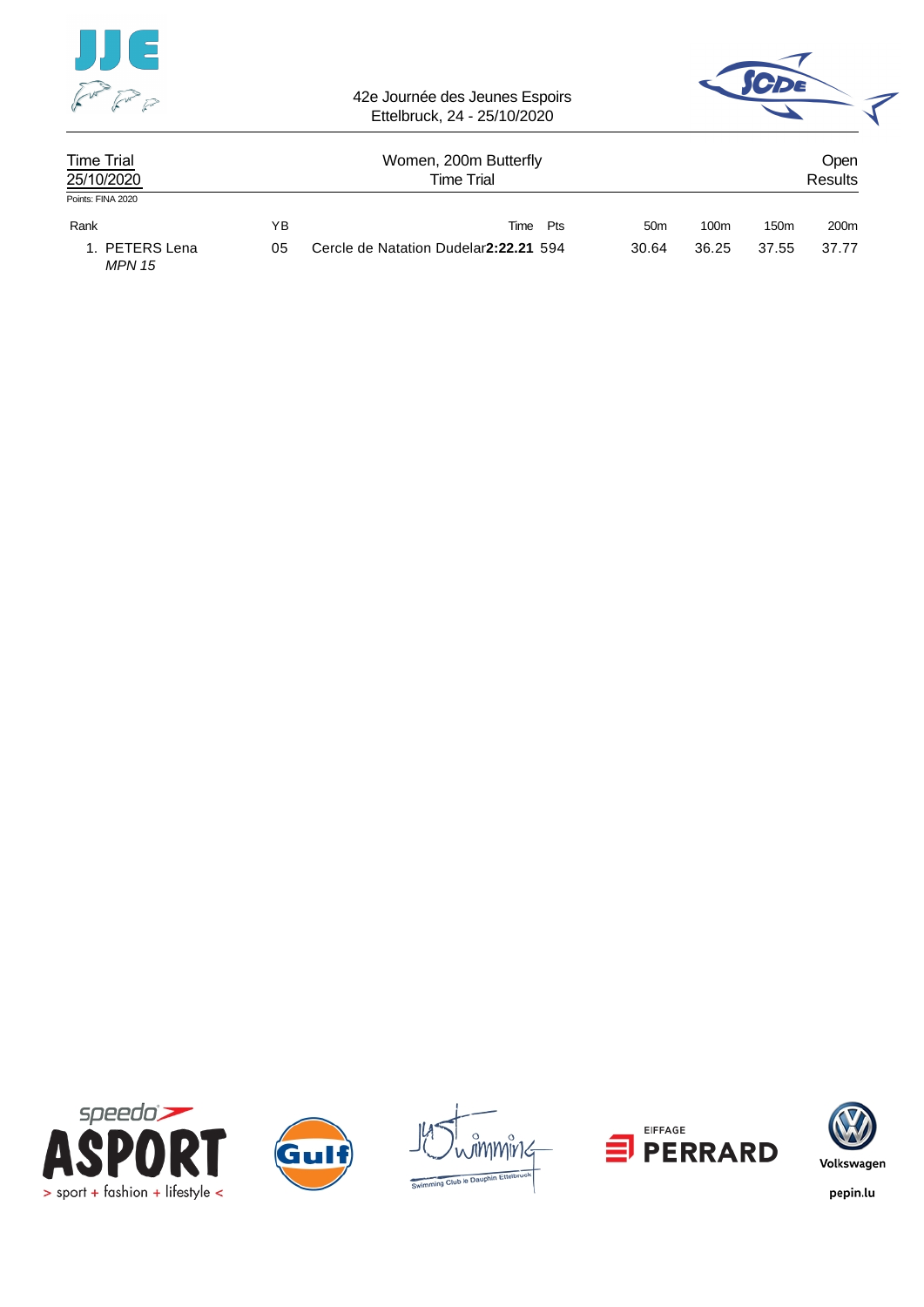42e Journée des Jeunes Espoirs
Ettelbruck, 24 - 25/10/2020

Time Trial
25/10/2020

Women, 200m Butterfly
Time Trial

Open
Results

Points: FINA 2020

| Rank | YB | | Time | Pts | 50m | 100m | 150m | 200m |
|---|---|---|---|---|---|---|---|---|
| 1. PETERS Lena *MPN 15* | 05 | Cercle de Natation Dudelar | **2:22.21** | 594 | 30.64 | 36.25 | 37.55 | 37.77 |